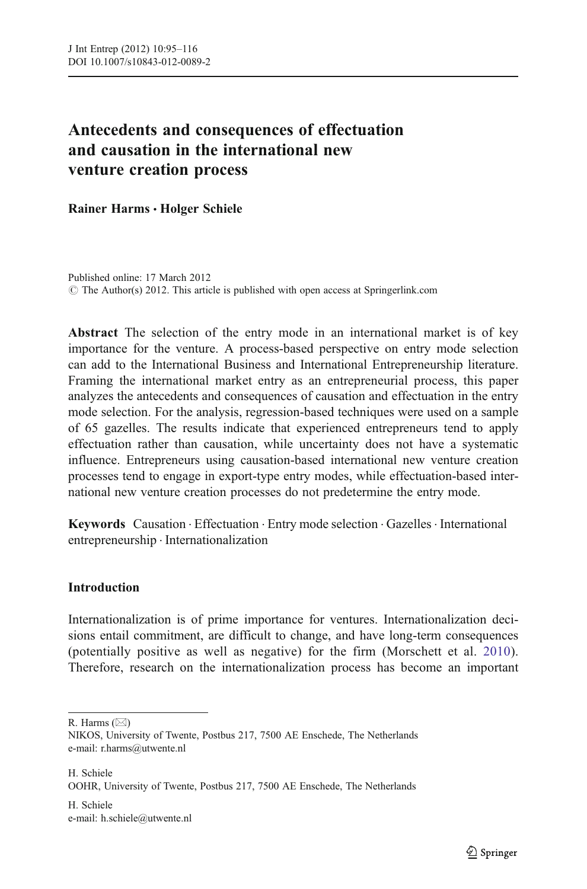# Antecedents and consequences of effectuation and causation in the international new venture creation process

**Rainer Harms · Holger Schiele**

Published online: 17 March 2012
© The Author(s) 2012. This article is published with open access at Springerlink.com

**Abstract** The selection of the entry mode in an international market is of key importance for the venture. A process-based perspective on entry mode selection can add to the International Business and International Entrepreneurship literature. Framing the international market entry as an entrepreneurial process, this paper analyzes the antecedents and consequences of causation and effectuation in the entry mode selection. For the analysis, regression-based techniques were used on a sample of 65 gazelles. The results indicate that experienced entrepreneurs tend to apply effectuation rather than causation, while uncertainty does not have a systematic influence. Entrepreneurs using causation-based international new venture creation processes tend to engage in export-type entry modes, while effectuation-based international new venture creation processes do not predetermine the entry mode.

**Keywords** Causation · Effectuation · Entry mode selection · Gazelles · International entrepreneurship · Internationalization

## Introduction

Internationalization is of prime importance for ventures. Internationalization decisions entail commitment, are difficult to change, and have long-term consequences (potentially positive as well as negative) for the firm (Morschett et al. 2010). Therefore, research on the internationalization process has become an important

---

R. Harms (✉)
NIKOS, University of Twente, Postbus 217, 7500 AE Enschede, The Netherlands
e-mail: r.harms@utwente.nl

H. Schiele
OOHR, University of Twente, Postbus 217, 7500 AE Enschede, The Netherlands

H. Schiele
e-mail: h.schiele@utwente.nl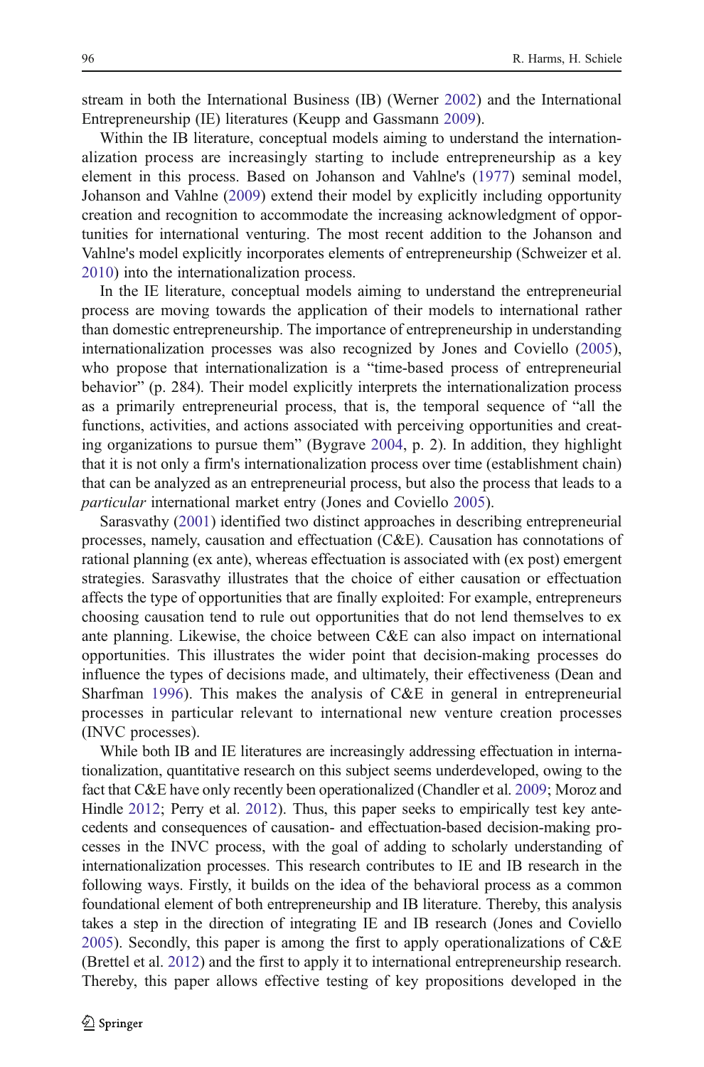stream in both the International Business (IB) (Werner 2002) and the International Entrepreneurship (IE) literatures (Keupp and Gassmann 2009).

Within the IB literature, conceptual models aiming to understand the internationalization process are increasingly starting to include entrepreneurship as a key element in this process. Based on Johanson and Vahlne's (1977) seminal model, Johanson and Vahlne (2009) extend their model by explicitly including opportunity creation and recognition to accommodate the increasing acknowledgment of opportunities for international venturing. The most recent addition to the Johanson and Vahlne's model explicitly incorporates elements of entrepreneurship (Schweizer et al. 2010) into the internationalization process.

In the IE literature, conceptual models aiming to understand the entrepreneurial process are moving towards the application of their models to international rather than domestic entrepreneurship. The importance of entrepreneurship in understanding internationalization processes was also recognized by Jones and Coviello (2005), who propose that internationalization is a "time-based process of entrepreneurial behavior" (p. 284). Their model explicitly interprets the internationalization process as a primarily entrepreneurial process, that is, the temporal sequence of "all the functions, activities, and actions associated with perceiving opportunities and creating organizations to pursue them" (Bygrave 2004, p. 2). In addition, they highlight that it is not only a firm's internationalization process over time (establishment chain) that can be analyzed as an entrepreneurial process, but also the process that leads to a *particular* international market entry (Jones and Coviello 2005).

Sarasvathy (2001) identified two distinct approaches in describing entrepreneurial processes, namely, causation and effectuation (C&E). Causation has connotations of rational planning (ex ante), whereas effectuation is associated with (ex post) emergent strategies. Sarasvathy illustrates that the choice of either causation or effectuation affects the type of opportunities that are finally exploited: For example, entrepreneurs choosing causation tend to rule out opportunities that do not lend themselves to ex ante planning. Likewise, the choice between C&E can also impact on international opportunities. This illustrates the wider point that decision-making processes do influence the types of decisions made, and ultimately, their effectiveness (Dean and Sharfman 1996). This makes the analysis of C&E in general in entrepreneurial processes in particular relevant to international new venture creation processes (INVC processes).

While both IB and IE literatures are increasingly addressing effectuation in internationalization, quantitative research on this subject seems underdeveloped, owing to the fact that C&E have only recently been operationalized (Chandler et al. 2009; Moroz and Hindle 2012; Perry et al. 2012). Thus, this paper seeks to empirically test key antecedents and consequences of causation- and effectuation-based decision-making processes in the INVC process, with the goal of adding to scholarly understanding of internationalization processes. This research contributes to IE and IB research in the following ways. Firstly, it builds on the idea of the behavioral process as a common foundational element of both entrepreneurship and IB literature. Thereby, this analysis takes a step in the direction of integrating IE and IB research (Jones and Coviello 2005). Secondly, this paper is among the first to apply operationalizations of C&E (Brettel et al. 2012) and the first to apply it to international entrepreneurship research. Thereby, this paper allows effective testing of key propositions developed in the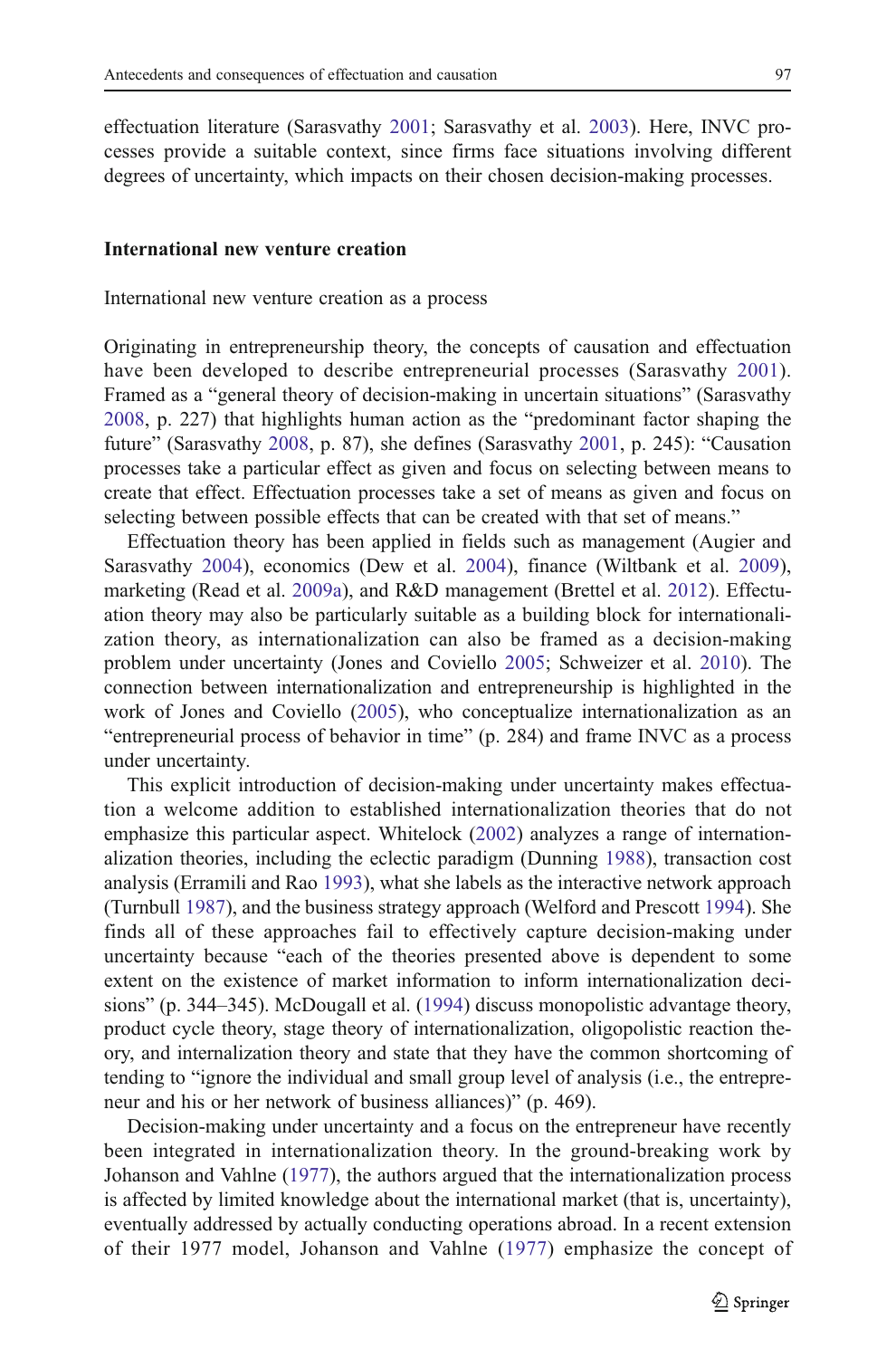effectuation literature (Sarasvathy 2001; Sarasvathy et al. 2003). Here, INVC processes provide a suitable context, since firms face situations involving different degrees of uncertainty, which impacts on their chosen decision-making processes.

## International new venture creation

### International new venture creation as a process

Originating in entrepreneurship theory, the concepts of causation and effectuation have been developed to describe entrepreneurial processes (Sarasvathy 2001). Framed as a "general theory of decision-making in uncertain situations" (Sarasvathy 2008, p. 227) that highlights human action as the "predominant factor shaping the future" (Sarasvathy 2008, p. 87), she defines (Sarasvathy 2001, p. 245): "Causation processes take a particular effect as given and focus on selecting between means to create that effect. Effectuation processes take a set of means as given and focus on selecting between possible effects that can be created with that set of means."

Effectuation theory has been applied in fields such as management (Augier and Sarasvathy 2004), economics (Dew et al. 2004), finance (Wiltbank et al. 2009), marketing (Read et al. 2009a), and R&D management (Brettel et al. 2012). Effectuation theory may also be particularly suitable as a building block for internationalization theory, as internationalization can also be framed as a decision-making problem under uncertainty (Jones and Coviello 2005; Schweizer et al. 2010). The connection between internationalization and entrepreneurship is highlighted in the work of Jones and Coviello (2005), who conceptualize internationalization as an "entrepreneurial process of behavior in time" (p. 284) and frame INVC as a process under uncertainty.

This explicit introduction of decision-making under uncertainty makes effectuation a welcome addition to established internationalization theories that do not emphasize this particular aspect. Whitelock (2002) analyzes a range of internationalization theories, including the eclectic paradigm (Dunning 1988), transaction cost analysis (Erramili and Rao 1993), what she labels as the interactive network approach (Turnbull 1987), and the business strategy approach (Welford and Prescott 1994). She finds all of these approaches fail to effectively capture decision-making under uncertainty because "each of the theories presented above is dependent to some extent on the existence of market information to inform internationalization decisions" (p. 344–345). McDougall et al. (1994) discuss monopolistic advantage theory, product cycle theory, stage theory of internationalization, oligopolistic reaction theory, and internalization theory and state that they have the common shortcoming of tending to "ignore the individual and small group level of analysis (i.e., the entrepreneur and his or her network of business alliances)" (p. 469).

Decision-making under uncertainty and a focus on the entrepreneur have recently been integrated in internationalization theory. In the ground-breaking work by Johanson and Vahlne (1977), the authors argued that the internationalization process is affected by limited knowledge about the international market (that is, uncertainty), eventually addressed by actually conducting operations abroad. In a recent extension of their 1977 model, Johanson and Vahlne (1977) emphasize the concept of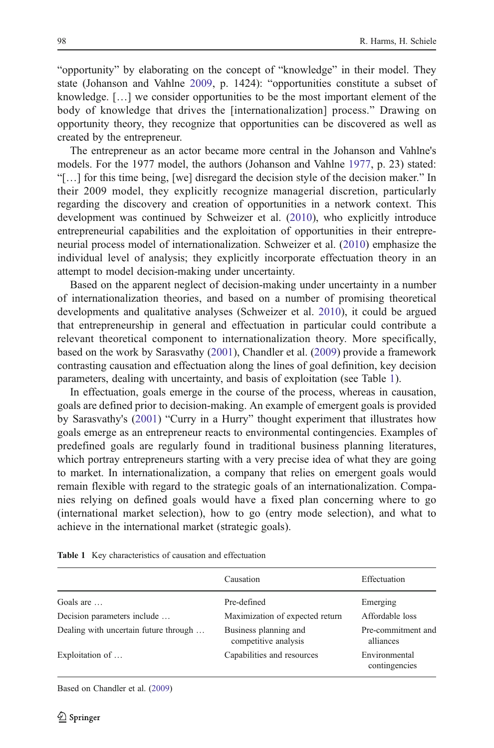"opportunity" by elaborating on the concept of "knowledge" in their model. They state (Johanson and Vahlne 2009, p. 1424): "opportunities constitute a subset of knowledge. […] we consider opportunities to be the most important element of the body of knowledge that drives the [internationalization] process." Drawing on opportunity theory, they recognize that opportunities can be discovered as well as created by the entrepreneur.

The entrepreneur as an actor became more central in the Johanson and Vahlne's models. For the 1977 model, the authors (Johanson and Vahlne 1977, p. 23) stated: "[…] for this time being, [we] disregard the decision style of the decision maker." In their 2009 model, they explicitly recognize managerial discretion, particularly regarding the discovery and creation of opportunities in a network context. This development was continued by Schweizer et al. (2010), who explicitly introduce entrepreneurial capabilities and the exploitation of opportunities in their entrepreneurial process model of internationalization. Schweizer et al. (2010) emphasize the individual level of analysis; they explicitly incorporate effectuation theory in an attempt to model decision-making under uncertainty.

Based on the apparent neglect of decision-making under uncertainty in a number of internationalization theories, and based on a number of promising theoretical developments and qualitative analyses (Schweizer et al. 2010), it could be argued that entrepreneurship in general and effectuation in particular could contribute a relevant theoretical component to internationalization theory. More specifically, based on the work by Sarasvathy (2001), Chandler et al. (2009) provide a framework contrasting causation and effectuation along the lines of goal definition, key decision parameters, dealing with uncertainty, and basis of exploitation (see Table 1).

In effectuation, goals emerge in the course of the process, whereas in causation, goals are defined prior to decision-making. An example of emergent goals is provided by Sarasvathy's (2001) "Curry in a Hurry" thought experiment that illustrates how goals emerge as an entrepreneur reacts to environmental contingencies. Examples of predefined goals are regularly found in traditional business planning literatures, which portray entrepreneurs starting with a very precise idea of what they are going to market. In internationalization, a company that relies on emergent goals would remain flexible with regard to the strategic goals of an internationalization. Companies relying on defined goals would have a fixed plan concerning where to go (international market selection), how to go (entry mode selection), and what to achieve in the international market (strategic goals).

**Table 1** Key characteristics of causation and effectuation

| | Causation | Effectuation |
|---|---|---|
| Goals are … | Pre-defined | Emerging |
| Decision parameters include … | Maximization of expected return | Affordable loss |
| Dealing with uncertain future through … | Business planning and competitive analysis | Pre-commitment and alliances |
| Exploitation of … | Capabilities and resources | Environmental contingencies |

Based on Chandler et al. (2009)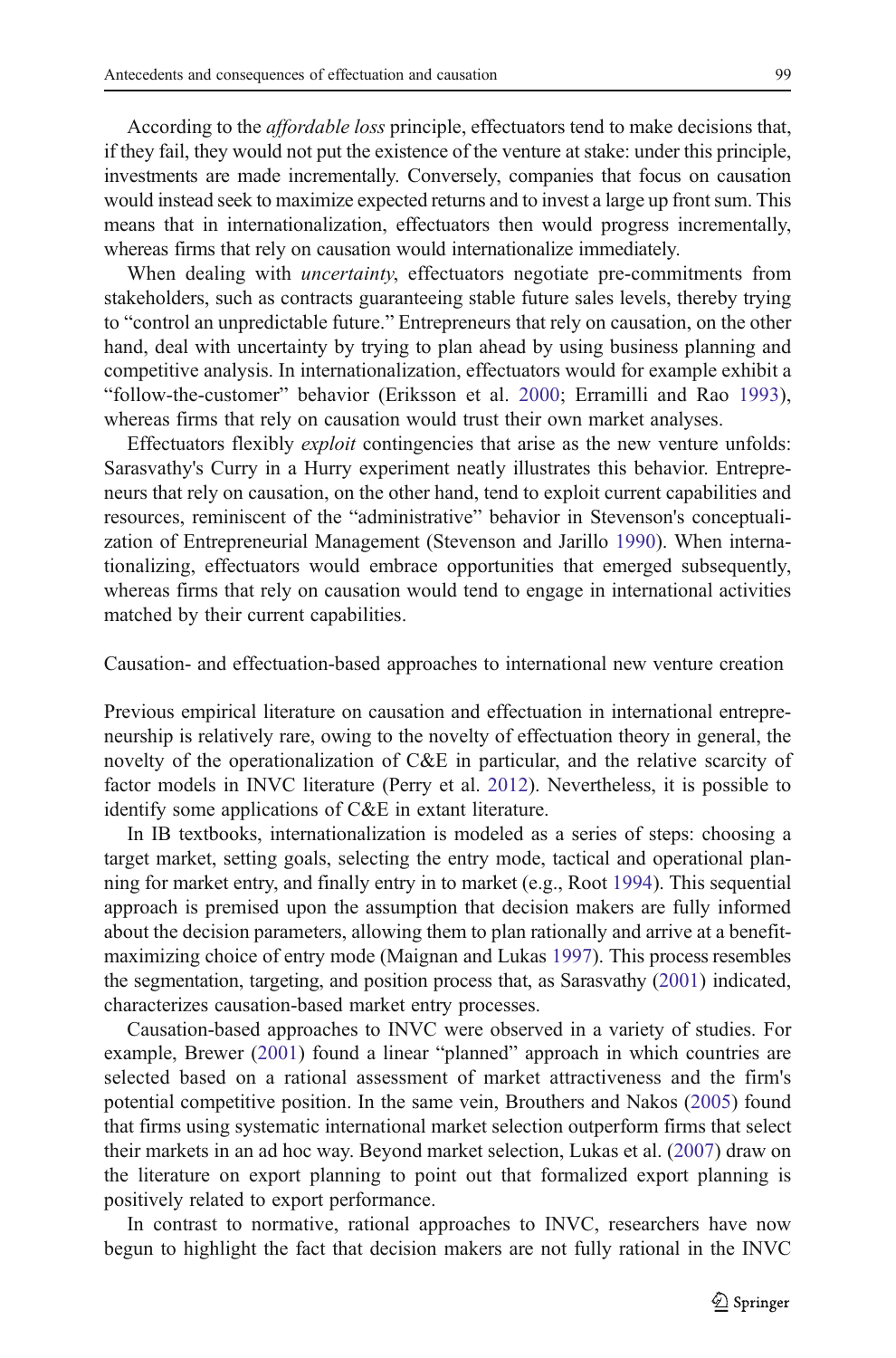According to the *affordable loss* principle, effectuators tend to make decisions that, if they fail, they would not put the existence of the venture at stake: under this principle, investments are made incrementally. Conversely, companies that focus on causation would instead seek to maximize expected returns and to invest a large up front sum. This means that in internationalization, effectuators then would progress incrementally, whereas firms that rely on causation would internationalize immediately.

When dealing with *uncertainty*, effectuators negotiate pre-commitments from stakeholders, such as contracts guaranteeing stable future sales levels, thereby trying to "control an unpredictable future." Entrepreneurs that rely on causation, on the other hand, deal with uncertainty by trying to plan ahead by using business planning and competitive analysis. In internationalization, effectuators would for example exhibit a "follow-the-customer" behavior (Eriksson et al. 2000; Erramilli and Rao 1993), whereas firms that rely on causation would trust their own market analyses.

Effectuators flexibly *exploit* contingencies that arise as the new venture unfolds: Sarasvathy's Curry in a Hurry experiment neatly illustrates this behavior. Entrepreneurs that rely on causation, on the other hand, tend to exploit current capabilities and resources, reminiscent of the "administrative" behavior in Stevenson's conceptualization of Entrepreneurial Management (Stevenson and Jarillo 1990). When internationalizing, effectuators would embrace opportunities that emerged subsequently, whereas firms that rely on causation would tend to engage in international activities matched by their current capabilities.

## Causation- and effectuation-based approaches to international new venture creation

Previous empirical literature on causation and effectuation in international entrepreneurship is relatively rare, owing to the novelty of effectuation theory in general, the novelty of the operationalization of C&E in particular, and the relative scarcity of factor models in INVC literature (Perry et al. 2012). Nevertheless, it is possible to identify some applications of C&E in extant literature.

In IB textbooks, internationalization is modeled as a series of steps: choosing a target market, setting goals, selecting the entry mode, tactical and operational planning for market entry, and finally entry in to market (e.g., Root 1994). This sequential approach is premised upon the assumption that decision makers are fully informed about the decision parameters, allowing them to plan rationally and arrive at a benefit-maximizing choice of entry mode (Maignan and Lukas 1997). This process resembles the segmentation, targeting, and position process that, as Sarasvathy (2001) indicated, characterizes causation-based market entry processes.

Causation-based approaches to INVC were observed in a variety of studies. For example, Brewer (2001) found a linear "planned" approach in which countries are selected based on a rational assessment of market attractiveness and the firm's potential competitive position. In the same vein, Brouthers and Nakos (2005) found that firms using systematic international market selection outperform firms that select their markets in an ad hoc way. Beyond market selection, Lukas et al. (2007) draw on the literature on export planning to point out that formalized export planning is positively related to export performance.

In contrast to normative, rational approaches to INVC, researchers have now begun to highlight the fact that decision makers are not fully rational in the INVC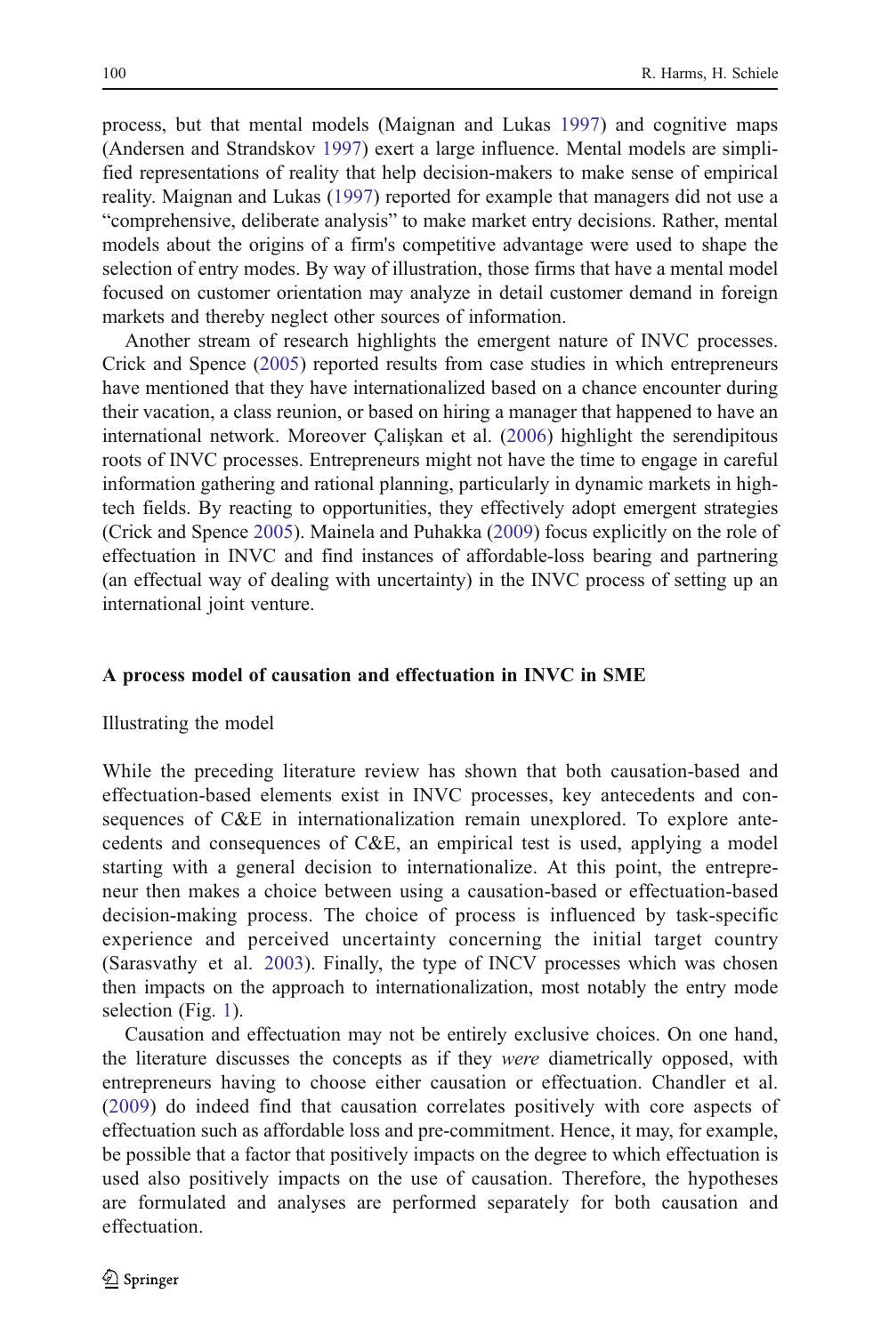process, but that mental models (Maignan and Lukas 1997) and cognitive maps (Andersen and Strandskov 1997) exert a large influence. Mental models are simplified representations of reality that help decision-makers to make sense of empirical reality. Maignan and Lukas (1997) reported for example that managers did not use a "comprehensive, deliberate analysis" to make market entry decisions. Rather, mental models about the origins of a firm's competitive advantage were used to shape the selection of entry modes. By way of illustration, those firms that have a mental model focused on customer orientation may analyze in detail customer demand in foreign markets and thereby neglect other sources of information.

Another stream of research highlights the emergent nature of INVC processes. Crick and Spence (2005) reported results from case studies in which entrepreneurs have mentioned that they have internationalized based on a chance encounter during their vacation, a class reunion, or based on hiring a manager that happened to have an international network. Moreover Çalişkan et al. (2006) highlight the serendipitous roots of INVC processes. Entrepreneurs might not have the time to engage in careful information gathering and rational planning, particularly in dynamic markets in high-tech fields. By reacting to opportunities, they effectively adopt emergent strategies (Crick and Spence 2005). Mainela and Puhakka (2009) focus explicitly on the role of effectuation in INVC and find instances of affordable-loss bearing and partnering (an effectual way of dealing with uncertainty) in the INVC process of setting up an international joint venture.

## A process model of causation and effectuation in INVC in SME

### Illustrating the model

While the preceding literature review has shown that both causation-based and effectuation-based elements exist in INVC processes, key antecedents and consequences of C&E in internationalization remain unexplored. To explore antecedents and consequences of C&E, an empirical test is used, applying a model starting with a general decision to internationalize. At this point, the entrepreneur then makes a choice between using a causation-based or effectuation-based decision-making process. The choice of process is influenced by task-specific experience and perceived uncertainty concerning the initial target country (Sarasvathy et al. 2003). Finally, the type of INCV processes which was chosen then impacts on the approach to internationalization, most notably the entry mode selection (Fig. 1).

Causation and effectuation may not be entirely exclusive choices. On one hand, the literature discusses the concepts as if they *were* diametrically opposed, with entrepreneurs having to choose either causation or effectuation. Chandler et al. (2009) do indeed find that causation correlates positively with core aspects of effectuation such as affordable loss and pre-commitment. Hence, it may, for example, be possible that a factor that positively impacts on the degree to which effectuation is used also positively impacts on the use of causation. Therefore, the hypotheses are formulated and analyses are performed separately for both causation and effectuation.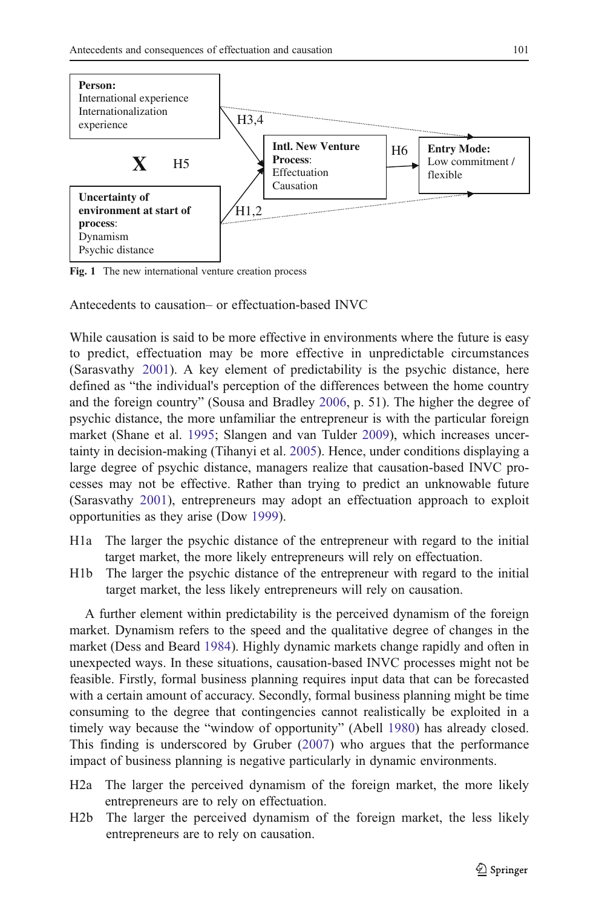Person: International experience Internationalization experience

X H5

Uncertainty of environment at start of process: Dynamism Psychic distance

H3,4

H1,2

Intl. New Venture Process: Effectuation Causation

H6

Entry Mode: Low commitment / flexible

**Fig. 1** The new international venture creation process

## Antecedents to causation– or effectuation-based INVC

While causation is said to be more effective in environments where the future is easy to predict, effectuation may be more effective in unpredictable circumstances (Sarasvathy 2001). A key element of predictability is the psychic distance, here defined as "the individual's perception of the differences between the home country and the foreign country" (Sousa and Bradley 2006, p. 51). The higher the degree of psychic distance, the more unfamiliar the entrepreneur is with the particular foreign market (Shane et al. 1995; Slangen and van Tulder 2009), which increases uncertainty in decision-making (Tihanyi et al. 2005). Hence, under conditions displaying a large degree of psychic distance, managers realize that causation-based INVC processes may not be effective. Rather than trying to predict an unknowable future (Sarasvathy 2001), entrepreneurs may adopt an effectuation approach to exploit opportunities as they arise (Dow 1999).

H1a The larger the psychic distance of the entrepreneur with regard to the initial target market, the more likely entrepreneurs will rely on effectuation.

H1b The larger the psychic distance of the entrepreneur with regard to the initial target market, the less likely entrepreneurs will rely on causation.

A further element within predictability is the perceived dynamism of the foreign market. Dynamism refers to the speed and the qualitative degree of changes in the market (Dess and Beard 1984). Highly dynamic markets change rapidly and often in unexpected ways. In these situations, causation-based INVC processes might not be feasible. Firstly, formal business planning requires input data that can be forecasted with a certain amount of accuracy. Secondly, formal business planning might be time consuming to the degree that contingencies cannot realistically be exploited in a timely way because the "window of opportunity" (Abell 1980) has already closed. This finding is underscored by Gruber (2007) who argues that the performance impact of business planning is negative particularly in dynamic environments.

H2a The larger the perceived dynamism of the foreign market, the more likely entrepreneurs are to rely on effectuation.

H2b The larger the perceived dynamism of the foreign market, the less likely entrepreneurs are to rely on causation.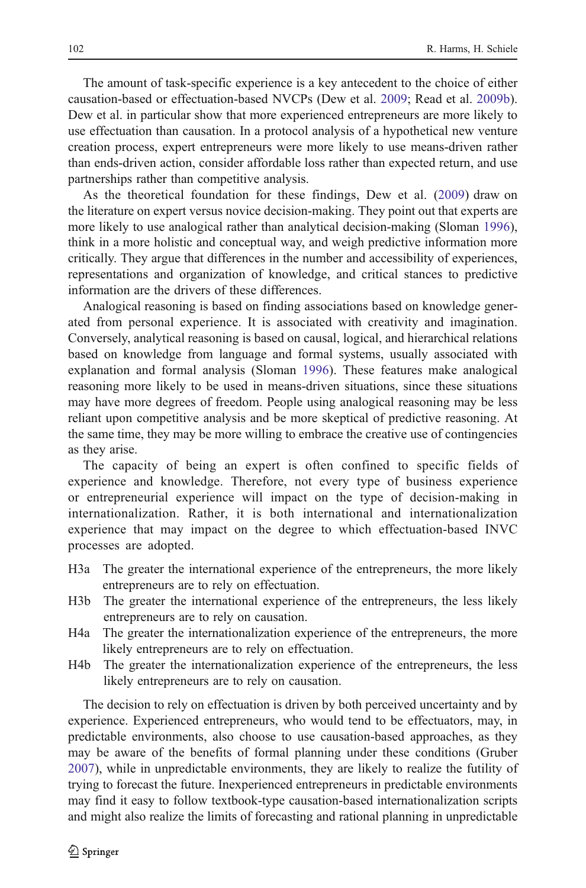The amount of task-specific experience is a key antecedent to the choice of either causation-based or effectuation-based NVCPs (Dew et al. 2009; Read et al. 2009b). Dew et al. in particular show that more experienced entrepreneurs are more likely to use effectuation than causation. In a protocol analysis of a hypothetical new venture creation process, expert entrepreneurs were more likely to use means-driven rather than ends-driven action, consider affordable loss rather than expected return, and use partnerships rather than competitive analysis.

As the theoretical foundation for these findings, Dew et al. (2009) draw on the literature on expert versus novice decision-making. They point out that experts are more likely to use analogical rather than analytical decision-making (Sloman 1996), think in a more holistic and conceptual way, and weigh predictive information more critically. They argue that differences in the number and accessibility of experiences, representations and organization of knowledge, and critical stances to predictive information are the drivers of these differences.

Analogical reasoning is based on finding associations based on knowledge generated from personal experience. It is associated with creativity and imagination. Conversely, analytical reasoning is based on causal, logical, and hierarchical relations based on knowledge from language and formal systems, usually associated with explanation and formal analysis (Sloman 1996). These features make analogical reasoning more likely to be used in means-driven situations, since these situations may have more degrees of freedom. People using analogical reasoning may be less reliant upon competitive analysis and be more skeptical of predictive reasoning. At the same time, they may be more willing to embrace the creative use of contingencies as they arise.

The capacity of being an expert is often confined to specific fields of experience and knowledge. Therefore, not every type of business experience or entrepreneurial experience will impact on the type of decision-making in internationalization. Rather, it is both international and internationalization experience that may impact on the degree to which effectuation-based INVC processes are adopted.

- H3a The greater the international experience of the entrepreneurs, the more likely entrepreneurs are to rely on effectuation.
- H3b The greater the international experience of the entrepreneurs, the less likely entrepreneurs are to rely on causation.
- H4a The greater the internationalization experience of the entrepreneurs, the more likely entrepreneurs are to rely on effectuation.
- H4b The greater the internationalization experience of the entrepreneurs, the less likely entrepreneurs are to rely on causation.

The decision to rely on effectuation is driven by both perceived uncertainty and by experience. Experienced entrepreneurs, who would tend to be effectuators, may, in predictable environments, also choose to use causation-based approaches, as they may be aware of the benefits of formal planning under these conditions (Gruber 2007), while in unpredictable environments, they are likely to realize the futility of trying to forecast the future. Inexperienced entrepreneurs in predictable environments may find it easy to follow textbook-type causation-based internationalization scripts and might also realize the limits of forecasting and rational planning in unpredictable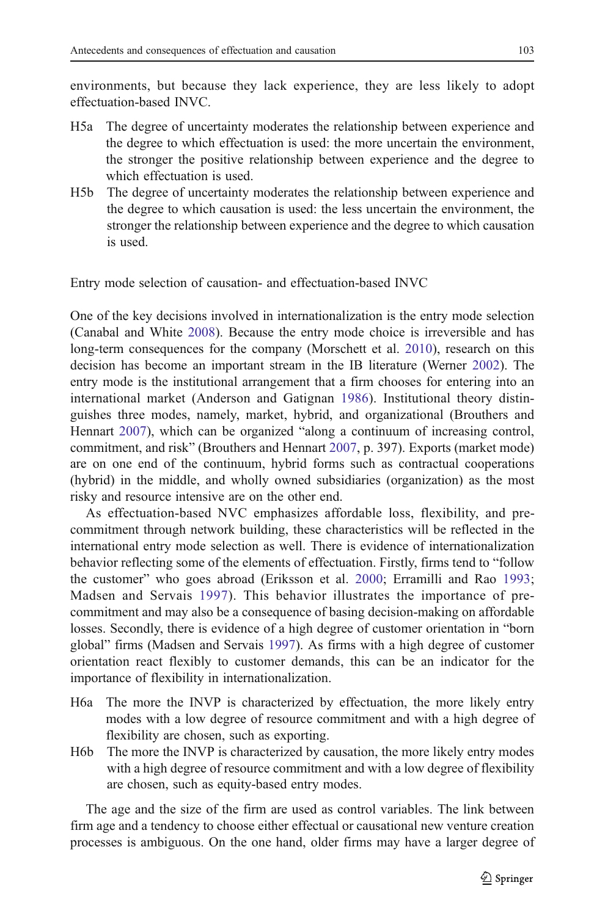environments, but because they lack experience, they are less likely to adopt effectuation-based INVC.

- H5a The degree of uncertainty moderates the relationship between experience and the degree to which effectuation is used: the more uncertain the environment, the stronger the positive relationship between experience and the degree to which effectuation is used.
- H5b The degree of uncertainty moderates the relationship between experience and the degree to which causation is used: the less uncertain the environment, the stronger the relationship between experience and the degree to which causation is used.

## Entry mode selection of causation- and effectuation-based INVC

One of the key decisions involved in internationalization is the entry mode selection (Canabal and White 2008). Because the entry mode choice is irreversible and has long-term consequences for the company (Morschett et al. 2010), research on this decision has become an important stream in the IB literature (Werner 2002). The entry mode is the institutional arrangement that a firm chooses for entering into an international market (Anderson and Gatignan 1986). Institutional theory distinguishes three modes, namely, market, hybrid, and organizational (Brouthers and Hennart 2007), which can be organized "along a continuum of increasing control, commitment, and risk" (Brouthers and Hennart 2007, p. 397). Exports (market mode) are on one end of the continuum, hybrid forms such as contractual cooperations (hybrid) in the middle, and wholly owned subsidiaries (organization) as the most risky and resource intensive are on the other end.

As effectuation-based NVC emphasizes affordable loss, flexibility, and pre-commitment through network building, these characteristics will be reflected in the international entry mode selection as well. There is evidence of internationalization behavior reflecting some of the elements of effectuation. Firstly, firms tend to "follow the customer" who goes abroad (Eriksson et al. 2000; Erramilli and Rao 1993; Madsen and Servais 1997). This behavior illustrates the importance of pre-commitment and may also be a consequence of basing decision-making on affordable losses. Secondly, there is evidence of a high degree of customer orientation in "born global" firms (Madsen and Servais 1997). As firms with a high degree of customer orientation react flexibly to customer demands, this can be an indicator for the importance of flexibility in internationalization.

- H6a The more the INVP is characterized by effectuation, the more likely entry modes with a low degree of resource commitment and with a high degree of flexibility are chosen, such as exporting.
- H6b The more the INVP is characterized by causation, the more likely entry modes with a high degree of resource commitment and with a low degree of flexibility are chosen, such as equity-based entry modes.

The age and the size of the firm are used as control variables. The link between firm age and a tendency to choose either effectual or causational new venture creation processes is ambiguous. On the one hand, older firms may have a larger degree of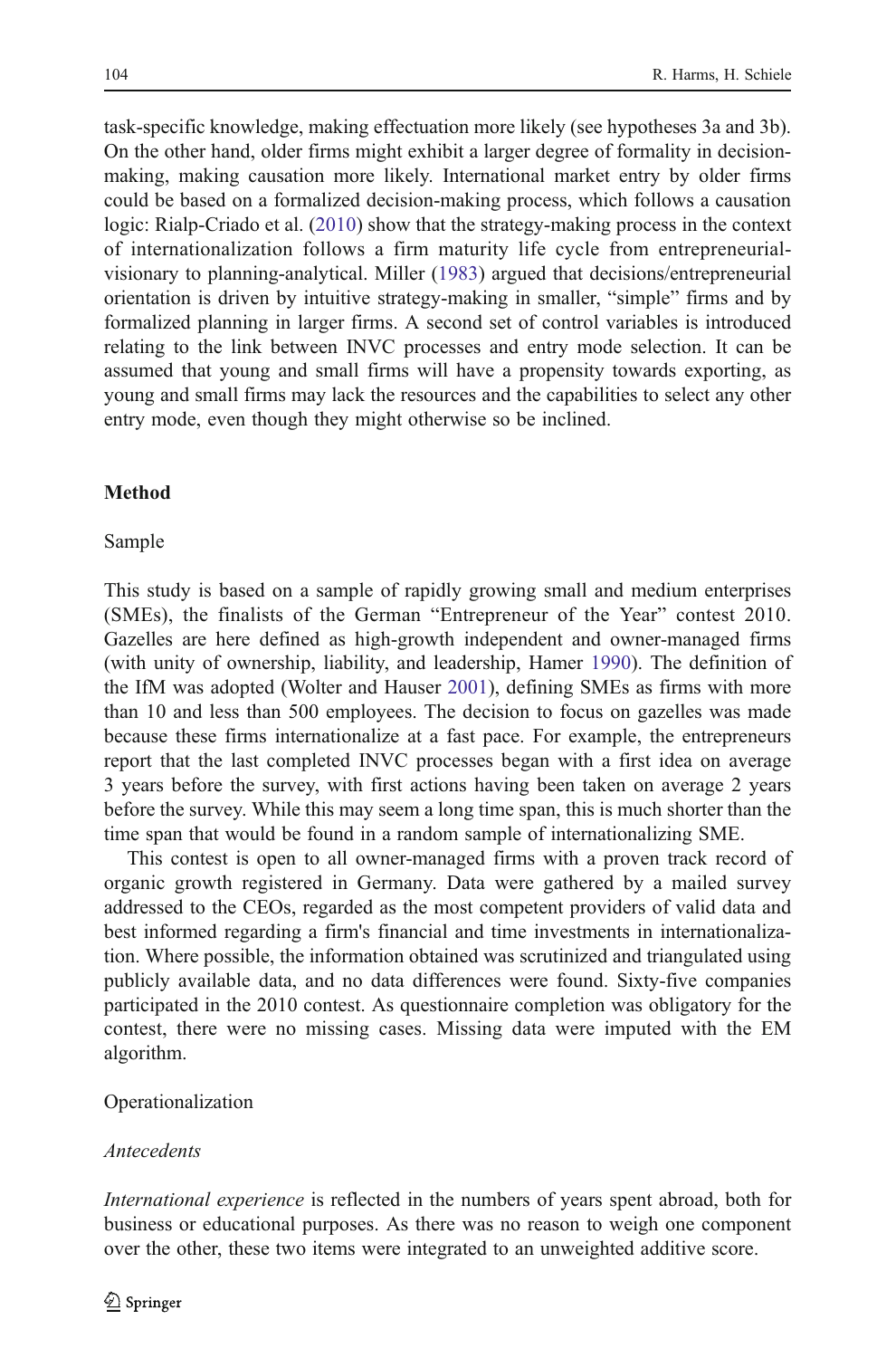task-specific knowledge, making effectuation more likely (see hypotheses 3a and 3b). On the other hand, older firms might exhibit a larger degree of formality in decision-making, making causation more likely. International market entry by older firms could be based on a formalized decision-making process, which follows a causation logic: Rialp-Criado et al. (2010) show that the strategy-making process in the context of internationalization follows a firm maturity life cycle from entrepreneurial-visionary to planning-analytical. Miller (1983) argued that decisions/entrepreneurial orientation is driven by intuitive strategy-making in smaller, "simple" firms and by formalized planning in larger firms. A second set of control variables is introduced relating to the link between INVC processes and entry mode selection. It can be assumed that young and small firms will have a propensity towards exporting, as young and small firms may lack the resources and the capabilities to select any other entry mode, even though they might otherwise so be inclined.

## Method

### Sample

This study is based on a sample of rapidly growing small and medium enterprises (SMEs), the finalists of the German "Entrepreneur of the Year" contest 2010. Gazelles are here defined as high-growth independent and owner-managed firms (with unity of ownership, liability, and leadership, Hamer 1990). The definition of the IfM was adopted (Wolter and Hauser 2001), defining SMEs as firms with more than 10 and less than 500 employees. The decision to focus on gazelles was made because these firms internationalize at a fast pace. For example, the entrepreneurs report that the last completed INVC processes began with a first idea on average 3 years before the survey, with first actions having been taken on average 2 years before the survey. While this may seem a long time span, this is much shorter than the time span that would be found in a random sample of internationalizing SME.

This contest is open to all owner-managed firms with a proven track record of organic growth registered in Germany. Data were gathered by a mailed survey addressed to the CEOs, regarded as the most competent providers of valid data and best informed regarding a firm's financial and time investments in internationalization. Where possible, the information obtained was scrutinized and triangulated using publicly available data, and no data differences were found. Sixty-five companies participated in the 2010 contest. As questionnaire completion was obligatory for the contest, there were no missing cases. Missing data were imputed with the EM algorithm.

### Operationalization

#### *Antecedents*

*International experience* is reflected in the numbers of years spent abroad, both for business or educational purposes. As there was no reason to weigh one component over the other, these two items were integrated to an unweighted additive score.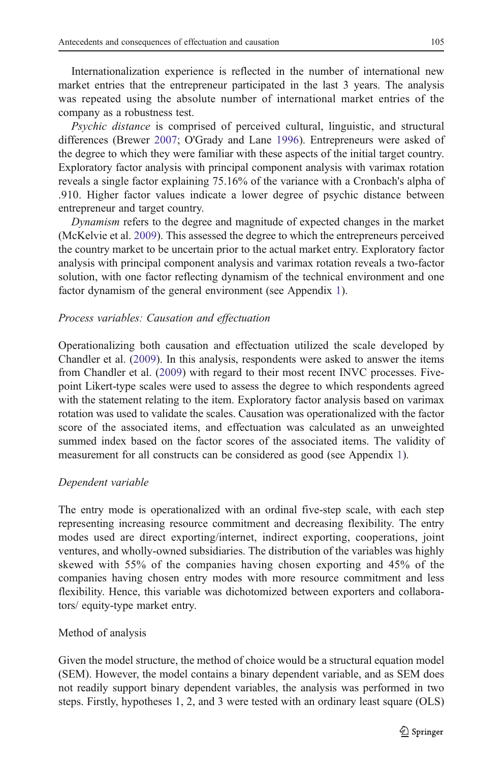Internationalization experience is reflected in the number of international new market entries that the entrepreneur participated in the last 3 years. The analysis was repeated using the absolute number of international market entries of the company as a robustness test.

*Psychic distance* is comprised of perceived cultural, linguistic, and structural differences (Brewer 2007; O'Grady and Lane 1996). Entrepreneurs were asked of the degree to which they were familiar with these aspects of the initial target country. Exploratory factor analysis with principal component analysis with varimax rotation reveals a single factor explaining 75.16% of the variance with a Cronbach's alpha of .910. Higher factor values indicate a lower degree of psychic distance between entrepreneur and target country.

*Dynamism* refers to the degree and magnitude of expected changes in the market (McKelvie et al. 2009). This assessed the degree to which the entrepreneurs perceived the country market to be uncertain prior to the actual market entry. Exploratory factor analysis with principal component analysis and varimax rotation reveals a two-factor solution, with one factor reflecting dynamism of the technical environment and one factor dynamism of the general environment (see Appendix 1).

### *Process variables: Causation and effectuation*

Operationalizing both causation and effectuation utilized the scale developed by Chandler et al. (2009). In this analysis, respondents were asked to answer the items from Chandler et al. (2009) with regard to their most recent INVC processes. Five-point Likert-type scales were used to assess the degree to which respondents agreed with the statement relating to the item. Exploratory factor analysis based on varimax rotation was used to validate the scales. Causation was operationalized with the factor score of the associated items, and effectuation was calculated as an unweighted summed index based on the factor scores of the associated items. The validity of measurement for all constructs can be considered as good (see Appendix 1).

### *Dependent variable*

The entry mode is operationalized with an ordinal five-step scale, with each step representing increasing resource commitment and decreasing flexibility. The entry modes used are direct exporting/internet, indirect exporting, cooperations, joint ventures, and wholly-owned subsidiaries. The distribution of the variables was highly skewed with 55% of the companies having chosen exporting and 45% of the companies having chosen entry modes with more resource commitment and less flexibility. Hence, this variable was dichotomized between exporters and collaborators/ equity-type market entry.

## Method of analysis

Given the model structure, the method of choice would be a structural equation model (SEM). However, the model contains a binary dependent variable, and as SEM does not readily support binary dependent variables, the analysis was performed in two steps. Firstly, hypotheses 1, 2, and 3 were tested with an ordinary least square (OLS)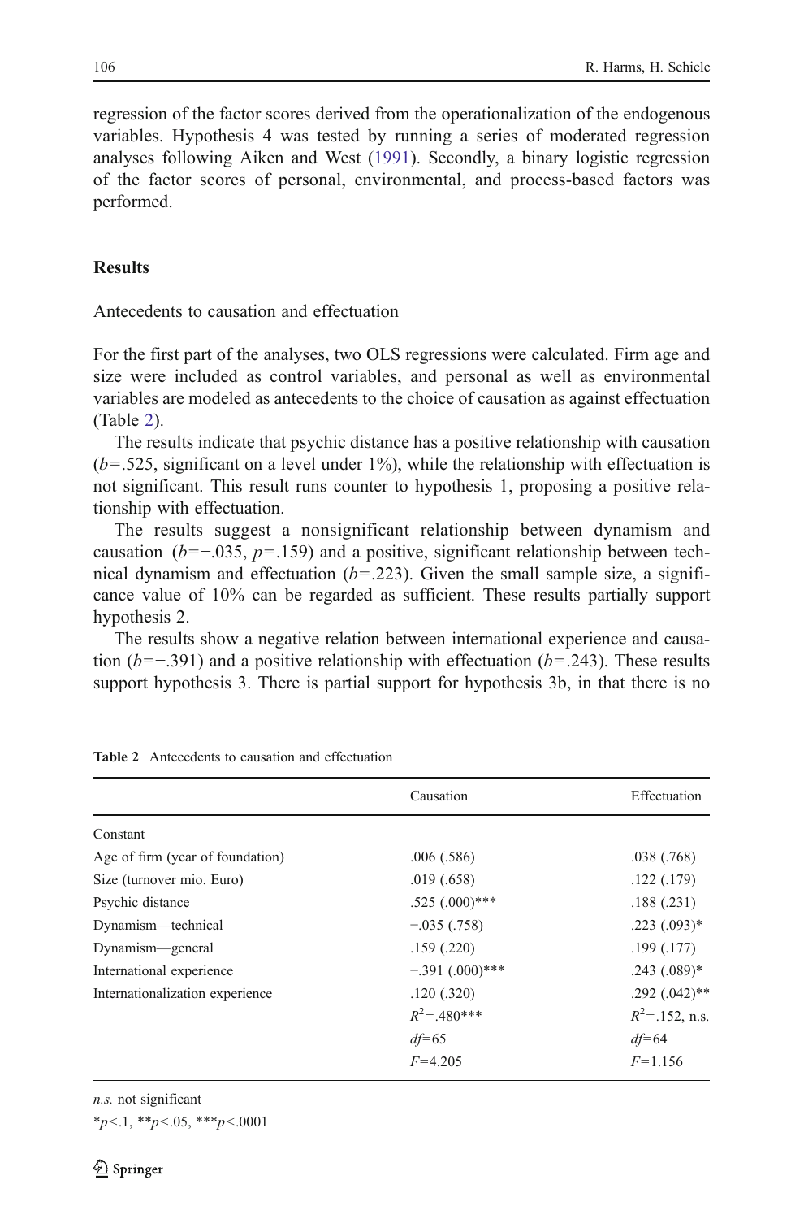regression of the factor scores derived from the operationalization of the endogenous variables. Hypothesis 4 was tested by running a series of moderated regression analyses following Aiken and West (1991). Secondly, a binary logistic regression of the factor scores of personal, environmental, and process-based factors was performed.

## Results

### Antecedents to causation and effectuation

For the first part of the analyses, two OLS regressions were calculated. Firm age and size were included as control variables, and personal as well as environmental variables are modeled as antecedents to the choice of causation as against effectuation (Table 2).

The results indicate that psychic distance has a positive relationship with causation ($b$=.525, significant on a level under 1%), while the relationship with effectuation is not significant. This result runs counter to hypothesis 1, proposing a positive relationship with effectuation.

The results suggest a nonsignificant relationship between dynamism and causation ($b$=−.035, $p$=.159) and a positive, significant relationship between technical dynamism and effectuation ($b$=.223). Given the small sample size, a significance value of 10% can be regarded as sufficient. These results partially support hypothesis 2.

The results show a negative relation between international experience and causation ($b$=−.391) and a positive relationship with effectuation ($b$=.243). These results support hypothesis 3. There is partial support for hypothesis 3b, in that there is no

**Table 2** Antecedents to causation and effectuation

| | Causation | Effectuation |
|---|---|---|
| Constant | | |
| Age of firm (year of foundation) | .006 (.586) | .038 (.768) |
| Size (turnover mio. Euro) | .019 (.658) | .122 (.179) |
| Psychic distance | .525 (.000)*** | .188 (.231) |
| Dynamism—technical | −.035 (.758) | .223 (.093)* |
| Dynamism—general | .159 (.220) | .199 (.177) |
| International experience | −.391 (.000)*** | .243 (.089)* |
| Internationalization experience | .120 (.320) | .292 (.042)** |
| | $R^2$=.480*** | $R^2$=.152, n.s. |
| | $df$=65 | $df$=64 |
| | $F$=4.205 | $F$=1.156 |

*n.s.* not significant

*$p$<.1, **$p$<.05, ***$p$<.0001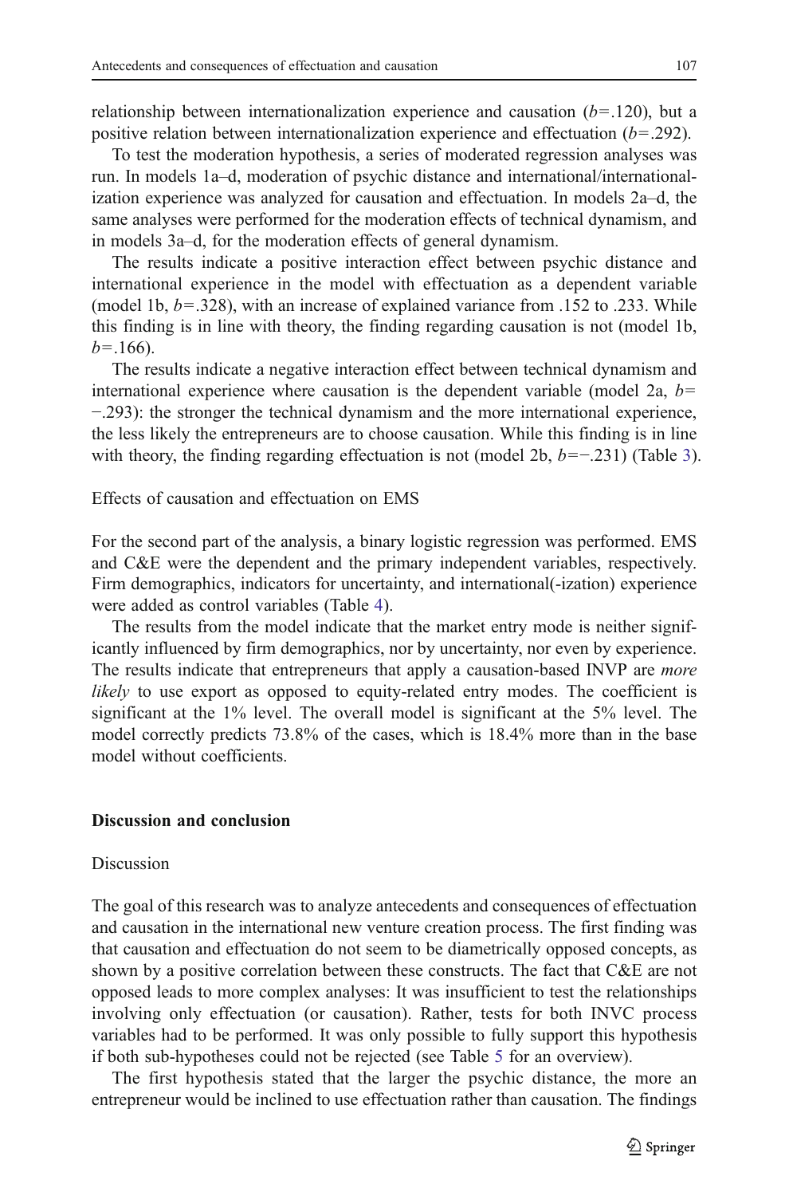relationship between internationalization experience and causation ($b$=.120), but a positive relation between internationalization experience and effectuation ($b$=.292).

To test the moderation hypothesis, a series of moderated regression analyses was run. In models 1a–d, moderation of psychic distance and international/internationalization experience was analyzed for causation and effectuation. In models 2a–d, the same analyses were performed for the moderation effects of technical dynamism, and in models 3a–d, for the moderation effects of general dynamism.

The results indicate a positive interaction effect between psychic distance and international experience in the model with effectuation as a dependent variable (model 1b, $b$=.328), with an increase of explained variance from .152 to .233. While this finding is in line with theory, the finding regarding causation is not (model 1b, $b$=.166).

The results indicate a negative interaction effect between technical dynamism and international experience where causation is the dependent variable (model 2a, $b$= −.293): the stronger the technical dynamism and the more international experience, the less likely the entrepreneurs are to choose causation. While this finding is in line with theory, the finding regarding effectuation is not (model 2b, $b$=−.231) (Table 3).

Effects of causation and effectuation on EMS

For the second part of the analysis, a binary logistic regression was performed. EMS and C&E were the dependent and the primary independent variables, respectively. Firm demographics, indicators for uncertainty, and international(-ization) experience were added as control variables (Table 4).

The results from the model indicate that the market entry mode is neither significantly influenced by firm demographics, nor by uncertainty, nor even by experience. The results indicate that entrepreneurs that apply a causation-based INVP are *more likely* to use export as opposed to equity-related entry modes. The coefficient is significant at the 1% level. The overall model is significant at the 5% level. The model correctly predicts 73.8% of the cases, which is 18.4% more than in the base model without coefficients.

## Discussion and conclusion

### Discussion

The goal of this research was to analyze antecedents and consequences of effectuation and causation in the international new venture creation process. The first finding was that causation and effectuation do not seem to be diametrically opposed concepts, as shown by a positive correlation between these constructs. The fact that C&E are not opposed leads to more complex analyses: It was insufficient to test the relationships involving only effectuation (or causation). Rather, tests for both INVC process variables had to be performed. It was only possible to fully support this hypothesis if both sub-hypotheses could not be rejected (see Table 5 for an overview).

The first hypothesis stated that the larger the psychic distance, the more an entrepreneur would be inclined to use effectuation rather than causation. The findings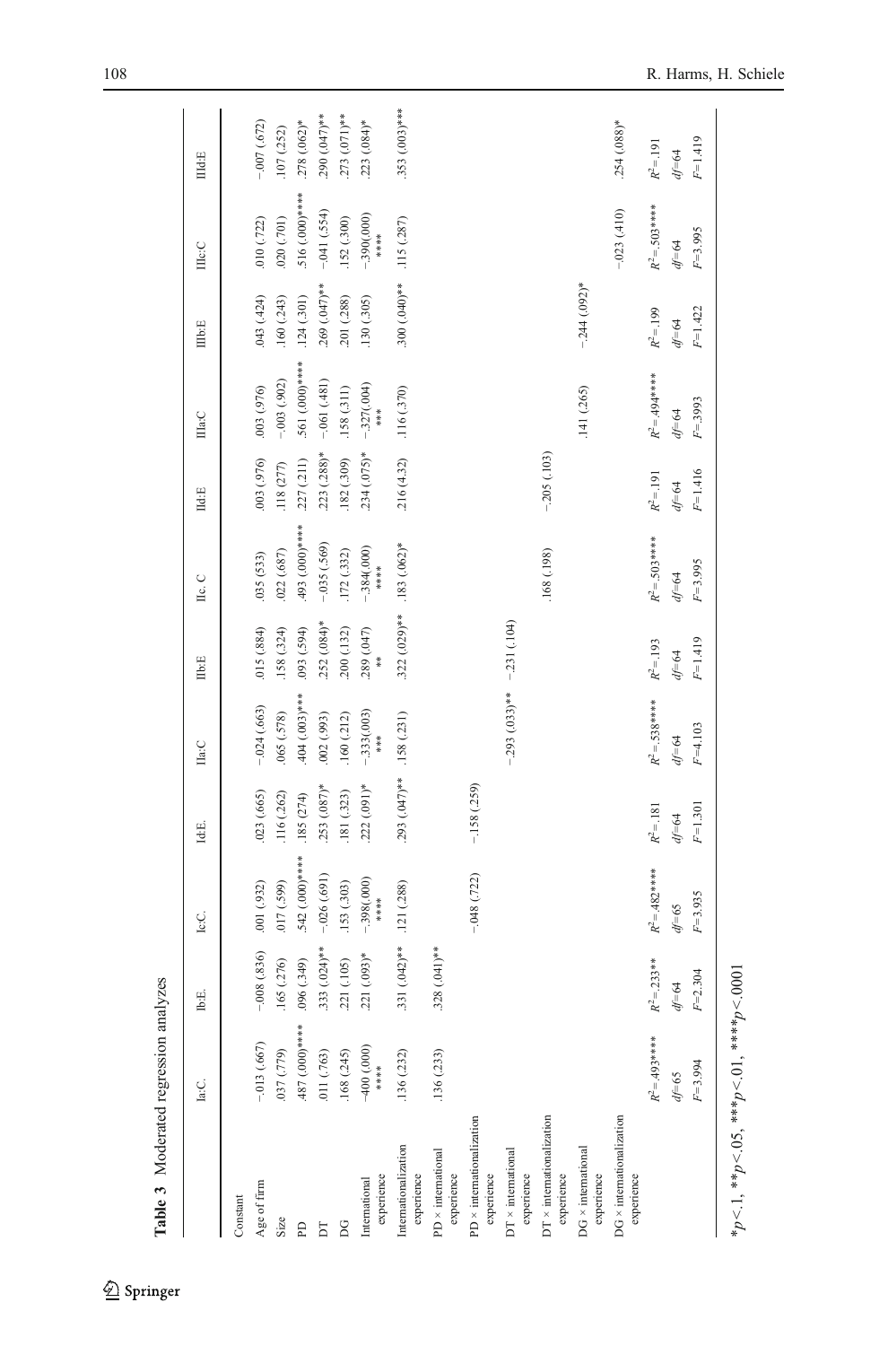**Table 3** Moderated regression analyzes

| | Ia:C. | Ib:E. | Ic:C. | Id:E. | IIa:C | IIb:E | IIc: C | IId:E | IIIa:C | IIIb:E | IIIc:C | IIId:E |
|---|---|---|---|---|---|---|---|---|---|---|---|---|
| Constant | | | | | | | | | | | | |
| Age of firm | −.013 (.667) | −.008 (.836) | .001 (.932) | .023 (.665) | −.024 (.663) | .015 (.884) | .035 (.533) | .003 (.976) | .003 (.976) | .043 (.424) | .010 (.722) | −.007 (.672) |
| Size | .037 (.779) | .165 (.276) | .017 (.599) | .116 (.262) | .065 (.578) | .158 (.324) | .022 (.687) | .118 (277) | −.003 (.902) | .160 (.243) | .020 (.701) | .107 (.252) |
| PD | .487 (.000)**** | .096 (.349) | .542 (.000)**** | .185 (274) | .404 (.003)*** | .093 (.594) | .493 (.000)**** | .227 (.211) | .561 (.000)**** | .124 (.301) | .516 (.000)**** | .278 (.062)* |
| DT | .011 (.763) | .333 (.024)** | −.026 (.691) | .253 (.087)* | .002 (.993) | .252 (.084)* | −.035 (.569) | .223 (.288)* | −.061 (.481) | .269 (.047)** | −.041 (.554) | .290 (.047)** |
| DG | .168 (.245) | .221 (.105) | .153 (.303) | .181 (.323) | .160 (.212) | .200 (.132) | .172 (.332) | .182 (.309) | .158 (.311) | .201 (.288) | .152 (.300) | .273 (.071)** |
| International experience | -400 (.000) **** | .221 (.093)* | −.398(.000) **** | .222 (.091)* | −.333(.003) *** | .289 (.047) ** | −.384(.000) **** | .234 (.075)* | −.327(.004) *** | .130 (.305) | −.390(.000) **** | .223 (.084)* |
| Internationalization experience | .136 (.232) | .331 (.042)** | .121 (.288) | .293 (.047)** | .158 (.231) | .322 (.029)** | .183 (.062)* | .216 (4.32) | .116 (.370) | .300 (.040)** | .115 (.287) | .353 (.003)*** |
| PD × international experience | .136 (.233) | .328 (.041)** | | | | | | | | | | |
| PD × internationalization experience | | | −.048 (.722) | −.158 (.259) | | | | | | | | |
| DT × international experience | | | | | −.293 (.033)** | −.231 (.104) | | | | | | |
| DT × internationalization experience | | | | | | | .168 (.198) | −.205 (.103) | | | | |
| DG × international experience | | | | | | | | | .141 (.265) | −.244 (.092)* | | |
| DG × internationalization experience | | | | | | | | | | | −.023 (.410) | .254 (.088)* |
| | $R^2$=.493**** | $R^2$=.233** | $R^2$=.482**** | $R^2$=.181 | $R^2$=.538**** | $R^2$=.193 | $R^2$=.503**** | $R^2$=.191 | $R^2$=.494**** | $R^2$=.199 | $R^2$=.503**** | $R^2$=.191 |
| | $df$=65 | $df$=64 | $df$=65 | $df$=64 | $df$=64 | $df$=64 | $df$=64 | $df$=64 | $df$=64 | $df$=64 | $df$=64 | $df$=64 |
| | $F$=3.994 | $F$=2.304 | $F$=3.935 | $F$=1.301 | $F$=4.103 | $F$=1.419 | $F$=3.995 | $F$=1.416 | $F$=3993 | $F$=1.422 | $F$=3.995 | $F$=1.419 |

$*p<.1$, $**p<.05$, $***p<.01$, $****p<.0001$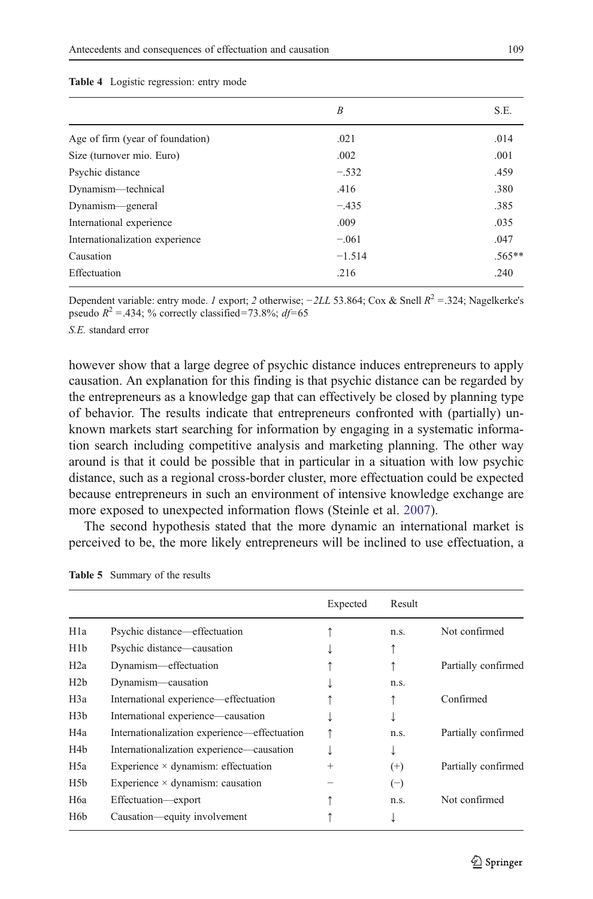**Table 4** Logistic regression: entry mode

| | *B* | S.E. |
|---|---|---|
| Age of firm (year of foundation) | .021 | .014 |
| Size (turnover mio. Euro) | .002 | .001 |
| Psychic distance | −.532 | .459 |
| Dynamism—technical | .416 | .380 |
| Dynamism—general | −.435 | .385 |
| International experience | .009 | .035 |
| Internationalization experience | −.061 | .047 |
| Causation | −1.514 | .565** |
| Effectuation | .216 | .240 |

Dependent variable: entry mode. *1* export; *2* otherwise; $-2LL$ 53.864; Cox & Snell $R^2$ =.324; Nagelkerke's pseudo $R^2$ =.434; % correctly classified=73.8%; $df$=65

*S.E.* standard error

however show that a large degree of psychic distance induces entrepreneurs to apply causation. An explanation for this finding is that psychic distance can be regarded by the entrepreneurs as a knowledge gap that can effectively be closed by planning type of behavior. The results indicate that entrepreneurs confronted with (partially) unknown markets start searching for information by engaging in a systematic information search including competitive analysis and marketing planning. The other way around is that it could be possible that in particular in a situation with low psychic distance, such as a regional cross-border cluster, more effectuation could be expected because entrepreneurs in such an environment of intensive knowledge exchange are more exposed to unexpected information flows (Steinle et al. 2007).

The second hypothesis stated that the more dynamic an international market is perceived to be, the more likely entrepreneurs will be inclined to use effectuation, a

**Table 5** Summary of the results

| | | Expected | Result | |
|---|---|---|---|---|
| H1a | Psychic distance—effectuation | ↑ | n.s. | Not confirmed |
| H1b | Psychic distance—causation | ↓ | ↑ | |
| H2a | Dynamism—effectuation | ↑ | ↑ | Partially confirmed |
| H2b | Dynamism—causation | ↓ | n.s. | |
| H3a | International experience—effectuation | ↑ | ↑ | Confirmed |
| H3b | International experience—causation | ↓ | ↓ | |
| H4a | Internationalization experience—effectuation | ↑ | n.s. | Partially confirmed |
| H4b | Internationalization experience—causation | ↓ | ↓ | |
| H5a | Experience × dynamism: effectuation | + | (+) | Partially confirmed |
| H5b | Experience × dynamism: causation | − | (−) | |
| H6a | Effectuation—export | ↑ | n.s. | Not confirmed |
| H6b | Causation—equity involvement | ↑ | ↓ | |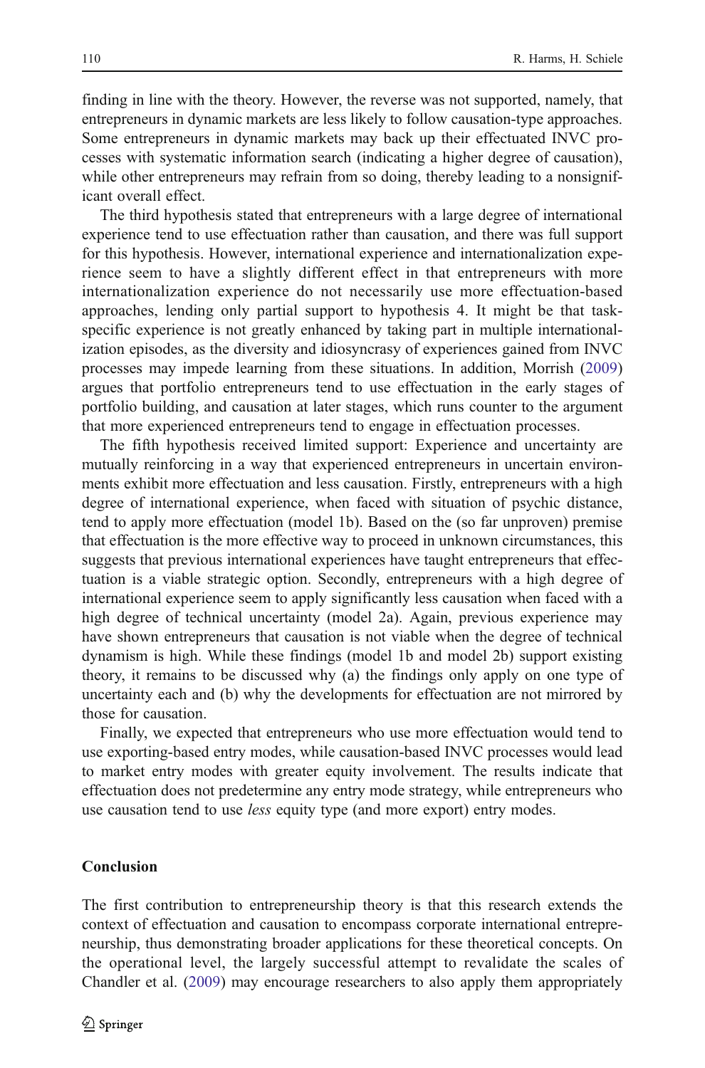finding in line with the theory. However, the reverse was not supported, namely, that entrepreneurs in dynamic markets are less likely to follow causation-type approaches. Some entrepreneurs in dynamic markets may back up their effectuated INVC processes with systematic information search (indicating a higher degree of causation), while other entrepreneurs may refrain from so doing, thereby leading to a nonsignificant overall effect.

The third hypothesis stated that entrepreneurs with a large degree of international experience tend to use effectuation rather than causation, and there was full support for this hypothesis. However, international experience and internationalization experience seem to have a slightly different effect in that entrepreneurs with more internationalization experience do not necessarily use more effectuation-based approaches, lending only partial support to hypothesis 4. It might be that task-specific experience is not greatly enhanced by taking part in multiple internationalization episodes, as the diversity and idiosyncrasy of experiences gained from INVC processes may impede learning from these situations. In addition, Morrish (2009) argues that portfolio entrepreneurs tend to use effectuation in the early stages of portfolio building, and causation at later stages, which runs counter to the argument that more experienced entrepreneurs tend to engage in effectuation processes.

The fifth hypothesis received limited support: Experience and uncertainty are mutually reinforcing in a way that experienced entrepreneurs in uncertain environments exhibit more effectuation and less causation. Firstly, entrepreneurs with a high degree of international experience, when faced with situation of psychic distance, tend to apply more effectuation (model 1b). Based on the (so far unproven) premise that effectuation is the more effective way to proceed in unknown circumstances, this suggests that previous international experiences have taught entrepreneurs that effectuation is a viable strategic option. Secondly, entrepreneurs with a high degree of international experience seem to apply significantly less causation when faced with a high degree of technical uncertainty (model 2a). Again, previous experience may have shown entrepreneurs that causation is not viable when the degree of technical dynamism is high. While these findings (model 1b and model 2b) support existing theory, it remains to be discussed why (a) the findings only apply on one type of uncertainty each and (b) why the developments for effectuation are not mirrored by those for causation.

Finally, we expected that entrepreneurs who use more effectuation would tend to use exporting-based entry modes, while causation-based INVC processes would lead to market entry modes with greater equity involvement. The results indicate that effectuation does not predetermine any entry mode strategy, while entrepreneurs who use causation tend to use *less* equity type (and more export) entry modes.

## Conclusion

The first contribution to entrepreneurship theory is that this research extends the context of effectuation and causation to encompass corporate international entrepreneurship, thus demonstrating broader applications for these theoretical concepts. On the operational level, the largely successful attempt to revalidate the scales of Chandler et al. (2009) may encourage researchers to also apply them appropriately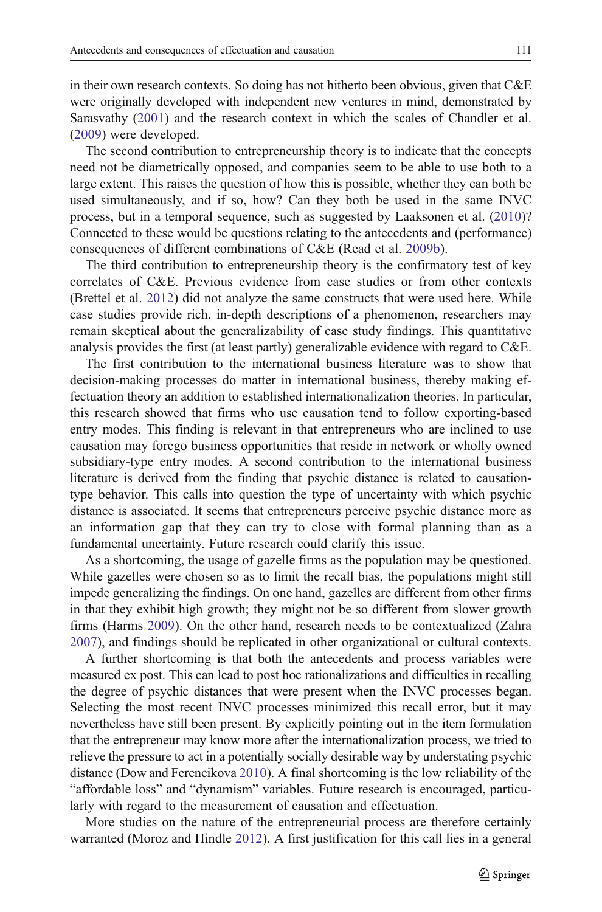in their own research contexts. So doing has not hitherto been obvious, given that C&E were originally developed with independent new ventures in mind, demonstrated by Sarasvathy (2001) and the research context in which the scales of Chandler et al. (2009) were developed.

The second contribution to entrepreneurship theory is to indicate that the concepts need not be diametrically opposed, and companies seem to be able to use both to a large extent. This raises the question of how this is possible, whether they can both be used simultaneously, and if so, how? Can they both be used in the same INVC process, but in a temporal sequence, such as suggested by Laaksonen et al. (2010)? Connected to these would be questions relating to the antecedents and (performance) consequences of different combinations of C&E (Read et al. 2009b).

The third contribution to entrepreneurship theory is the confirmatory test of key correlates of C&E. Previous evidence from case studies or from other contexts (Brettel et al. 2012) did not analyze the same constructs that were used here. While case studies provide rich, in-depth descriptions of a phenomenon, researchers may remain skeptical about the generalizability of case study findings. This quantitative analysis provides the first (at least partly) generalizable evidence with regard to C&E.

The first contribution to the international business literature was to show that decision-making processes do matter in international business, thereby making effectuation theory an addition to established internationalization theories. In particular, this research showed that firms who use causation tend to follow exporting-based entry modes. This finding is relevant in that entrepreneurs who are inclined to use causation may forego business opportunities that reside in network or wholly owned subsidiary-type entry modes. A second contribution to the international business literature is derived from the finding that psychic distance is related to causation-type behavior. This calls into question the type of uncertainty with which psychic distance is associated. It seems that entrepreneurs perceive psychic distance more as an information gap that they can try to close with formal planning than as a fundamental uncertainty. Future research could clarify this issue.

As a shortcoming, the usage of gazelle firms as the population may be questioned. While gazelles were chosen so as to limit the recall bias, the populations might still impede generalizing the findings. On one hand, gazelles are different from other firms in that they exhibit high growth; they might not be so different from slower growth firms (Harms 2009). On the other hand, research needs to be contextualized (Zahra 2007), and findings should be replicated in other organizational or cultural contexts.

A further shortcoming is that both the antecedents and process variables were measured ex post. This can lead to post hoc rationalizations and difficulties in recalling the degree of psychic distances that were present when the INVC processes began. Selecting the most recent INVC processes minimized this recall error, but it may nevertheless have still been present. By explicitly pointing out in the item formulation that the entrepreneur may know more after the internationalization process, we tried to relieve the pressure to act in a potentially socially desirable way by understating psychic distance (Dow and Ferencikova 2010). A final shortcoming is the low reliability of the "affordable loss" and "dynamism" variables. Future research is encouraged, particularly with regard to the measurement of causation and effectuation.

More studies on the nature of the entrepreneurial process are therefore certainly warranted (Moroz and Hindle 2012). A first justification for this call lies in a general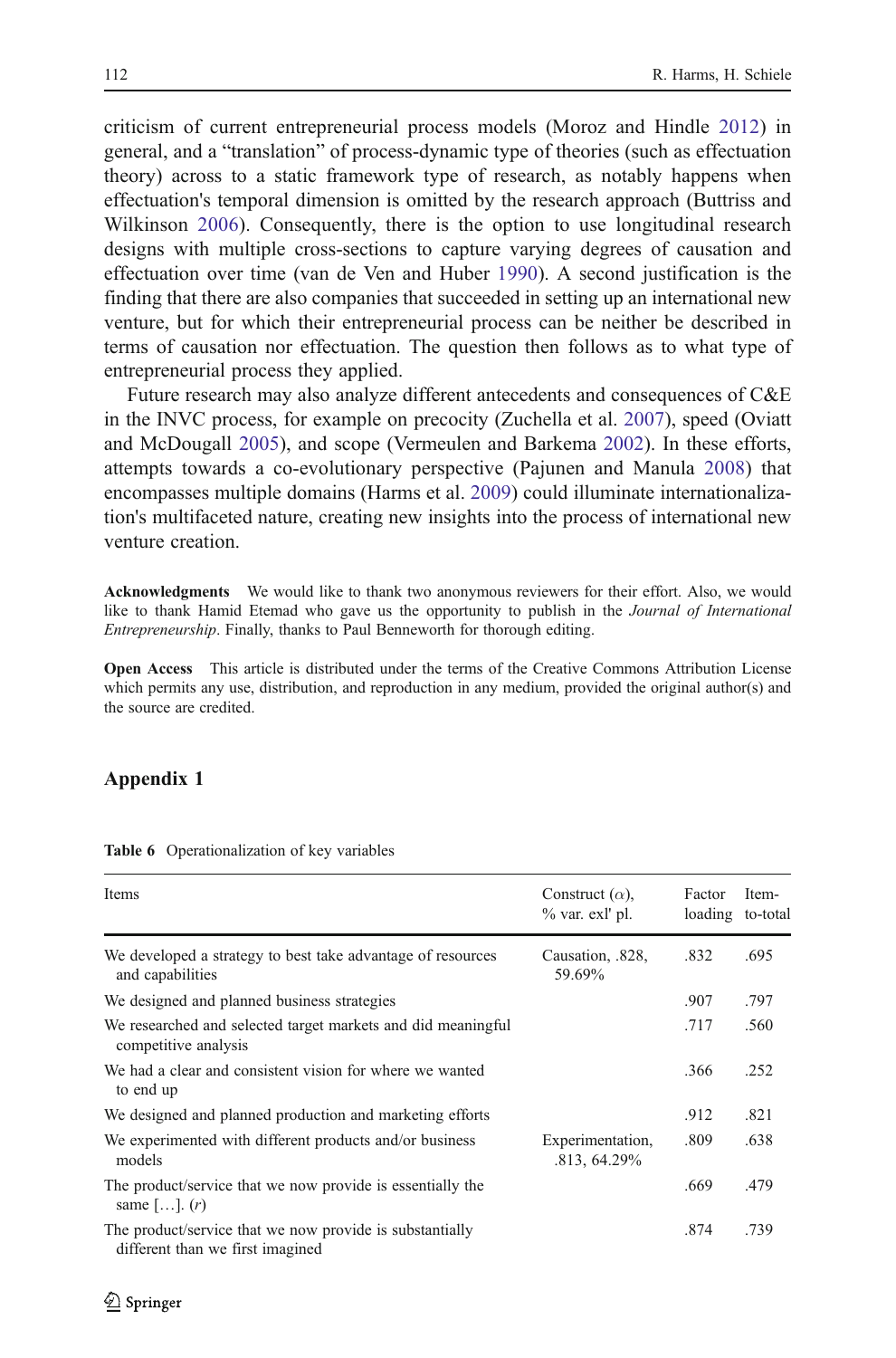criticism of current entrepreneurial process models (Moroz and Hindle 2012) in general, and a "translation" of process-dynamic type of theories (such as effectuation theory) across to a static framework type of research, as notably happens when effectuation's temporal dimension is omitted by the research approach (Buttriss and Wilkinson 2006). Consequently, there is the option to use longitudinal research designs with multiple cross-sections to capture varying degrees of causation and effectuation over time (van de Ven and Huber 1990). A second justification is the finding that there are also companies that succeeded in setting up an international new venture, but for which their entrepreneurial process can be neither be described in terms of causation nor effectuation. The question then follows as to what type of entrepreneurial process they applied.

Future research may also analyze different antecedents and consequences of C&E in the INVC process, for example on precocity (Zuchella et al. 2007), speed (Oviatt and McDougall 2005), and scope (Vermeulen and Barkema 2002). In these efforts, attempts towards a co-evolutionary perspective (Pajunen and Manula 2008) that encompasses multiple domains (Harms et al. 2009) could illuminate internationalization's multifaceted nature, creating new insights into the process of international new venture creation.

**Acknowledgments** We would like to thank two anonymous reviewers for their effort. Also, we would like to thank Hamid Etemad who gave us the opportunity to publish in the *Journal of International Entrepreneurship*. Finally, thanks to Paul Benneworth for thorough editing.

**Open Access** This article is distributed under the terms of the Creative Commons Attribution License which permits any use, distribution, and reproduction in any medium, provided the original author(s) and the source are credited.

## Appendix 1

**Table 6** Operationalization of key variables

| Items | Construct ($\alpha$), % var. exl' pl. | Factor loading | Item-to-total |
|---|---|---|---|
| We developed a strategy to best take advantage of resources and capabilities | Causation, .828, 59.69% | .832 | .695 |
| We designed and planned business strategies | | .907 | .797 |
| We researched and selected target markets and did meaningful competitive analysis | | .717 | .560 |
| We had a clear and consistent vision for where we wanted to end up | | .366 | .252 |
| We designed and planned production and marketing efforts | | .912 | .821 |
| We experimented with different products and/or business models | Experimentation, .813, 64.29% | .809 | .638 |
| The product/service that we now provide is essentially the same […]. (*r*) | | .669 | .479 |
| The product/service that we now provide is substantially different than we first imagined | | .874 | .739 |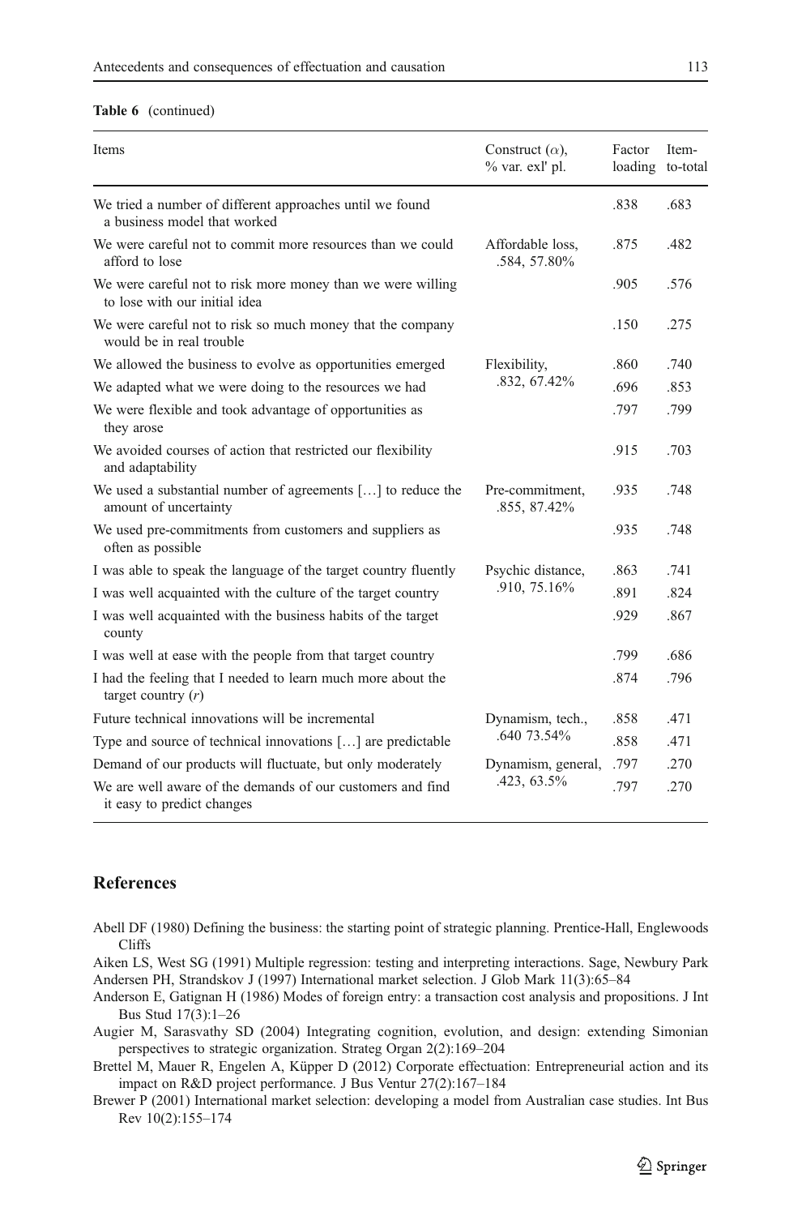**Table 6** (continued)

| Items | Construct ($\alpha$), % var. exl' pl. | Factor loading | Item-to-total |
|---|---|---|---|
| We tried a number of different approaches until we found a business model that worked | | .838 | .683 |
| We were careful not to commit more resources than we could afford to lose | Affordable loss, .584, 57.80% | .875 | .482 |
| We were careful not to risk more money than we were willing to lose with our initial idea | | .905 | .576 |
| We were careful not to risk so much money that the company would be in real trouble | | .150 | .275 |
| We allowed the business to evolve as opportunities emerged | Flexibility, .832, 67.42% | .860 | .740 |
| We adapted what we were doing to the resources we had | | .696 | .853 |
| We were flexible and took advantage of opportunities as they arose | | .797 | .799 |
| We avoided courses of action that restricted our flexibility and adaptability | | .915 | .703 |
| We used a substantial number of agreements […] to reduce the amount of uncertainty | Pre-commitment, .855, 87.42% | .935 | .748 |
| We used pre-commitments from customers and suppliers as often as possible | | .935 | .748 |
| I was able to speak the language of the target country fluently | Psychic distance, .910, 75.16% | .863 | .741 |
| I was well acquainted with the culture of the target country | | .891 | .824 |
| I was well acquainted with the business habits of the target county | | .929 | .867 |
| I was well at ease with the people from that target country | | .799 | .686 |
| I had the feeling that I needed to learn much more about the target country (*r*) | | .874 | .796 |
| Future technical innovations will be incremental | Dynamism, tech., .640 73.54% | .858 | .471 |
| Type and source of technical innovations […] are predictable | | .858 | .471 |
| Demand of our products will fluctuate, but only moderately | Dynamism, general, .423, 63.5% | .797 | .270 |
| We are well aware of the demands of our customers and find it easy to predict changes | | .797 | .270 |

## References

Abell DF (1980) Defining the business: the starting point of strategic planning. Prentice-Hall, Englewoods Cliffs

Aiken LS, West SG (1991) Multiple regression: testing and interpreting interactions. Sage, Newbury Park

Andersen PH, Strandskov J (1997) International market selection. J Glob Mark 11(3):65–84

Anderson E, Gatignan H (1986) Modes of foreign entry: a transaction cost analysis and propositions. J Int Bus Stud 17(3):1–26

Augier M, Sarasvathy SD (2004) Integrating cognition, evolution, and design: extending Simonian perspectives to strategic organization. Strateg Organ 2(2):169–204

Brettel M, Mauer R, Engelen A, Küpper D (2012) Corporate effectuation: Entrepreneurial action and its impact on R&D project performance. J Bus Ventur 27(2):167–184

Brewer P (2001) International market selection: developing a model from Australian case studies. Int Bus Rev 10(2):155–174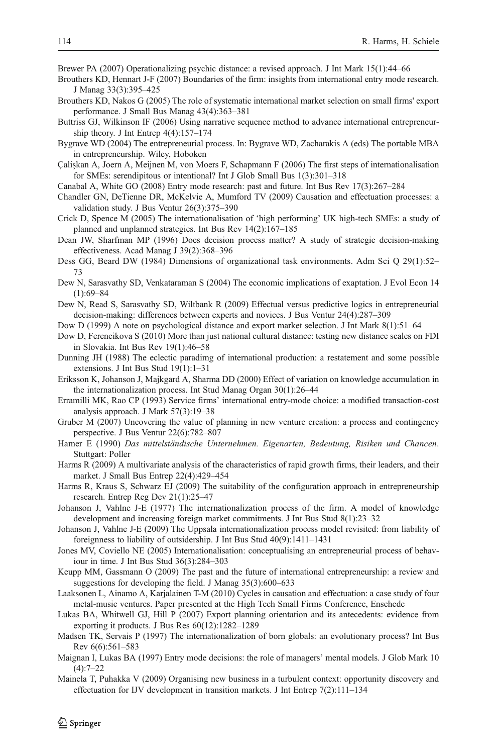Brewer PA (2007) Operationalizing psychic distance: a revised approach. J Int Mark 15(1):44–66

Brouthers KD, Hennart J-F (2007) Boundaries of the firm: insights from international entry mode research. J Manag 33(3):395–425

Brouthers KD, Nakos G (2005) The role of systematic international market selection on small firms' export performance. J Small Bus Manag 43(4):363–381

Buttriss GJ, Wilkinson IF (2006) Using narrative sequence method to advance international entrepreneurship theory. J Int Entrep 4(4):157–174

Bygrave WD (2004) The entrepreneurial process. In: Bygrave WD, Zacharakis A (eds) The portable MBA in entrepreneurship. Wiley, Hoboken

Çalişkan A, Joern A, Meijnen M, von Moers F, Schapmann F (2006) The first steps of internationalisation for SMEs: serendipitous or intentional? Int J Glob Small Bus 1(3):301–318

Canabal A, White GO (2008) Entry mode research: past and future. Int Bus Rev 17(3):267–284

Chandler GN, DeTienne DR, McKelvie A, Mumford TV (2009) Causation and effectuation processes: a validation study. J Bus Ventur 26(3):375–390

Crick D, Spence M (2005) The internationalisation of 'high performing' UK high-tech SMEs: a study of planned and unplanned strategies. Int Bus Rev 14(2):167–185

Dean JW, Sharfman MP (1996) Does decision process matter? A study of strategic decision-making effectiveness. Acad Manag J 39(2):368–396

Dess GG, Beard DW (1984) Dimensions of organizational task environments. Adm Sci Q 29(1):52–73

Dew N, Sarasvathy SD, Venkataraman S (2004) The economic implications of exaptation. J Evol Econ 14 (1):69–84

Dew N, Read S, Sarasvathy SD, Wiltbank R (2009) Effectual versus predictive logics in entrepreneurial decision-making: differences between experts and novices. J Bus Ventur 24(4):287–309

Dow D (1999) A note on psychological distance and export market selection. J Int Mark 8(1):51–64

Dow D, Ferencikova S (2010) More than just national cultural distance: testing new distance scales on FDI in Slovakia. Int Bus Rev 19(1):46–58

Dunning JH (1988) The eclectic paradimg of international production: a restatement and some possible extensions. J Int Bus Stud 19(1):1–31

Eriksson K, Johanson J, Majkgard A, Sharma DD (2000) Effect of variation on knowledge accumulation in the internationalization process. Int Stud Manag Organ 30(1):26–44

Erramilli MK, Rao CP (1993) Service firms' international entry-mode choice: a modified transaction-cost analysis approach. J Mark 57(3):19–38

Gruber M (2007) Uncovering the value of planning in new venture creation: a process and contingency perspective. J Bus Ventur 22(6):782–807

Hamer E (1990) *Das mittelständische Unternehmen. Eigenarten, Bedeutung, Risiken und Chancen*. Stuttgart: Poller

Harms R (2009) A multivariate analysis of the characteristics of rapid growth firms, their leaders, and their market. J Small Bus Entrep 22(4):429–454

Harms R, Kraus S, Schwarz EJ (2009) The suitability of the configuration approach in entrepreneurship research. Entrep Reg Dev 21(1):25–47

Johanson J, Vahlne J-E (1977) The internationalization process of the firm. A model of knowledge development and increasing foreign market commitments. J Int Bus Stud 8(1):23–32

Johanson J, Vahlne J-E (2009) The Uppsala internationalization process model revisited: from liability of foreignness to liability of outsidership. J Int Bus Stud 40(9):1411–1431

Jones MV, Coviello NE (2005) Internationalisation: conceptualising an entrepreneurial process of behaviour in time. J Int Bus Stud 36(3):284–303

Keupp MM, Gassmann O (2009) The past and the future of international entrepreneurship: a review and suggestions for developing the field. J Manag 35(3):600–633

Laaksonen L, Ainamo A, Karjalainen T-M (2010) Cycles in causation and effectuation: a case study of four metal-music ventures. Paper presented at the High Tech Small Firms Conference, Enschede

Lukas BA, Whitwell GJ, Hill P (2007) Export planning orientation and its antecedents: evidence from exporting it products. J Bus Res 60(12):1282–1289

Madsen TK, Servais P (1997) The internationalization of born globals: an evolutionary process? Int Bus Rev 6(6):561–583

Maignan I, Lukas BA (1997) Entry mode decisions: the role of managers' mental models. J Glob Mark 10 (4):7–22

Mainela T, Puhakka V (2009) Organising new business in a turbulent context: opportunity discovery and effectuation for IJV development in transition markets. J Int Entrep 7(2):111–134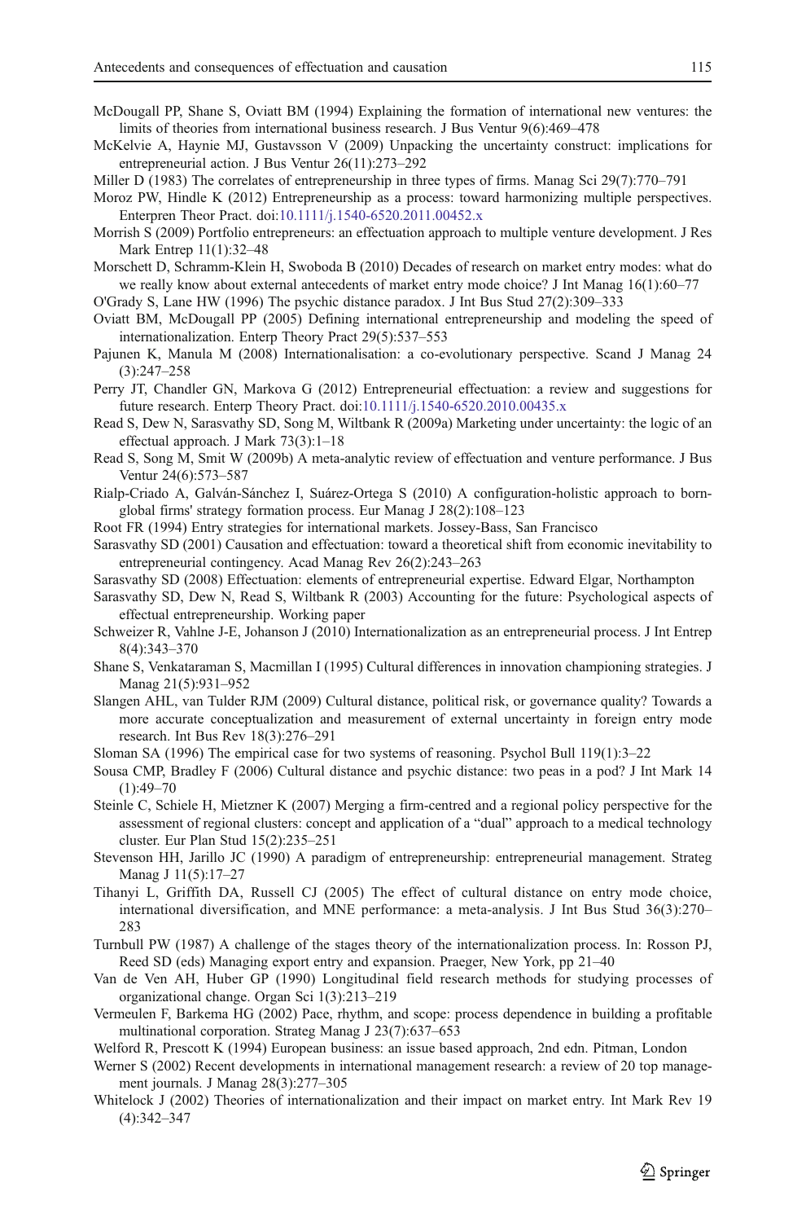McDougall PP, Shane S, Oviatt BM (1994) Explaining the formation of international new ventures: the limits of theories from international business research. J Bus Ventur 9(6):469–478

McKelvie A, Haynie MJ, Gustavsson V (2009) Unpacking the uncertainty construct: implications for entrepreneurial action. J Bus Ventur 26(11):273–292

Miller D (1983) The correlates of entrepreneurship in three types of firms. Manag Sci 29(7):770–791

Moroz PW, Hindle K (2012) Entrepreneurship as a process: toward harmonizing multiple perspectives. Enterpren Theor Pract. doi:10.1111/j.1540-6520.2011.00452.x

Morrish S (2009) Portfolio entrepreneurs: an effectuation approach to multiple venture development. J Res Mark Entrep 11(1):32–48

Morschett D, Schramm-Klein H, Swoboda B (2010) Decades of research on market entry modes: what do we really know about external antecedents of market entry mode choice? J Int Manag 16(1):60–77

O'Grady S, Lane HW (1996) The psychic distance paradox. J Int Bus Stud 27(2):309–333

Oviatt BM, McDougall PP (2005) Defining international entrepreneurship and modeling the speed of internationalization. Enterp Theory Pract 29(5):537–553

Pajunen K, Manula M (2008) Internationalisation: a co-evolutionary perspective. Scand J Manag 24 (3):247–258

Perry JT, Chandler GN, Markova G (2012) Entrepreneurial effectuation: a review and suggestions for future research. Enterp Theory Pract. doi:10.1111/j.1540-6520.2010.00435.x

Read S, Dew N, Sarasvathy SD, Song M, Wiltbank R (2009a) Marketing under uncertainty: the logic of an effectual approach. J Mark 73(3):1–18

Read S, Song M, Smit W (2009b) A meta-analytic review of effectuation and venture performance. J Bus Ventur 24(6):573–587

Rialp-Criado A, Galván-Sánchez I, Suárez-Ortega S (2010) A configuration-holistic approach to born-global firms' strategy formation process. Eur Manag J 28(2):108–123

Root FR (1994) Entry strategies for international markets. Jossey-Bass, San Francisco

Sarasvathy SD (2001) Causation and effectuation: toward a theoretical shift from economic inevitability to entrepreneurial contingency. Acad Manag Rev 26(2):243–263

Sarasvathy SD (2008) Effectuation: elements of entrepreneurial expertise. Edward Elgar, Northampton

Sarasvathy SD, Dew N, Read S, Wiltbank R (2003) Accounting for the future: Psychological aspects of effectual entrepreneurship. Working paper

Schweizer R, Vahlne J-E, Johanson J (2010) Internationalization as an entrepreneurial process. J Int Entrep 8(4):343–370

Shane S, Venkataraman S, Macmillan I (1995) Cultural differences in innovation championing strategies. J Manag 21(5):931–952

Slangen AHL, van Tulder RJM (2009) Cultural distance, political risk, or governance quality? Towards a more accurate conceptualization and measurement of external uncertainty in foreign entry mode research. Int Bus Rev 18(3):276–291

Sloman SA (1996) The empirical case for two systems of reasoning. Psychol Bull 119(1):3–22

Sousa CMP, Bradley F (2006) Cultural distance and psychic distance: two peas in a pod? J Int Mark 14 (1):49–70

Steinle C, Schiele H, Mietzner K (2007) Merging a firm-centred and a regional policy perspective for the assessment of regional clusters: concept and application of a "dual" approach to a medical technology cluster. Eur Plan Stud 15(2):235–251

Stevenson HH, Jarillo JC (1990) A paradigm of entrepreneurship: entrepreneurial management. Strateg Manag J 11(5):17–27

Tihanyi L, Griffith DA, Russell CJ (2005) The effect of cultural distance on entry mode choice, international diversification, and MNE performance: a meta-analysis. J Int Bus Stud 36(3):270–283

Turnbull PW (1987) A challenge of the stages theory of the internationalization process. In: Rosson PJ, Reed SD (eds) Managing export entry and expansion. Praeger, New York, pp 21–40

Van de Ven AH, Huber GP (1990) Longitudinal field research methods for studying processes of organizational change. Organ Sci 1(3):213–219

Vermeulen F, Barkema HG (2002) Pace, rhythm, and scope: process dependence in building a profitable multinational corporation. Strateg Manag J 23(7):637–653

Welford R, Prescott K (1994) European business: an issue based approach, 2nd edn. Pitman, London

Werner S (2002) Recent developments in international management research: a review of 20 top management journals. J Manag 28(3):277–305

Whitelock J (2002) Theories of internationalization and their impact on market entry. Int Mark Rev 19 (4):342–347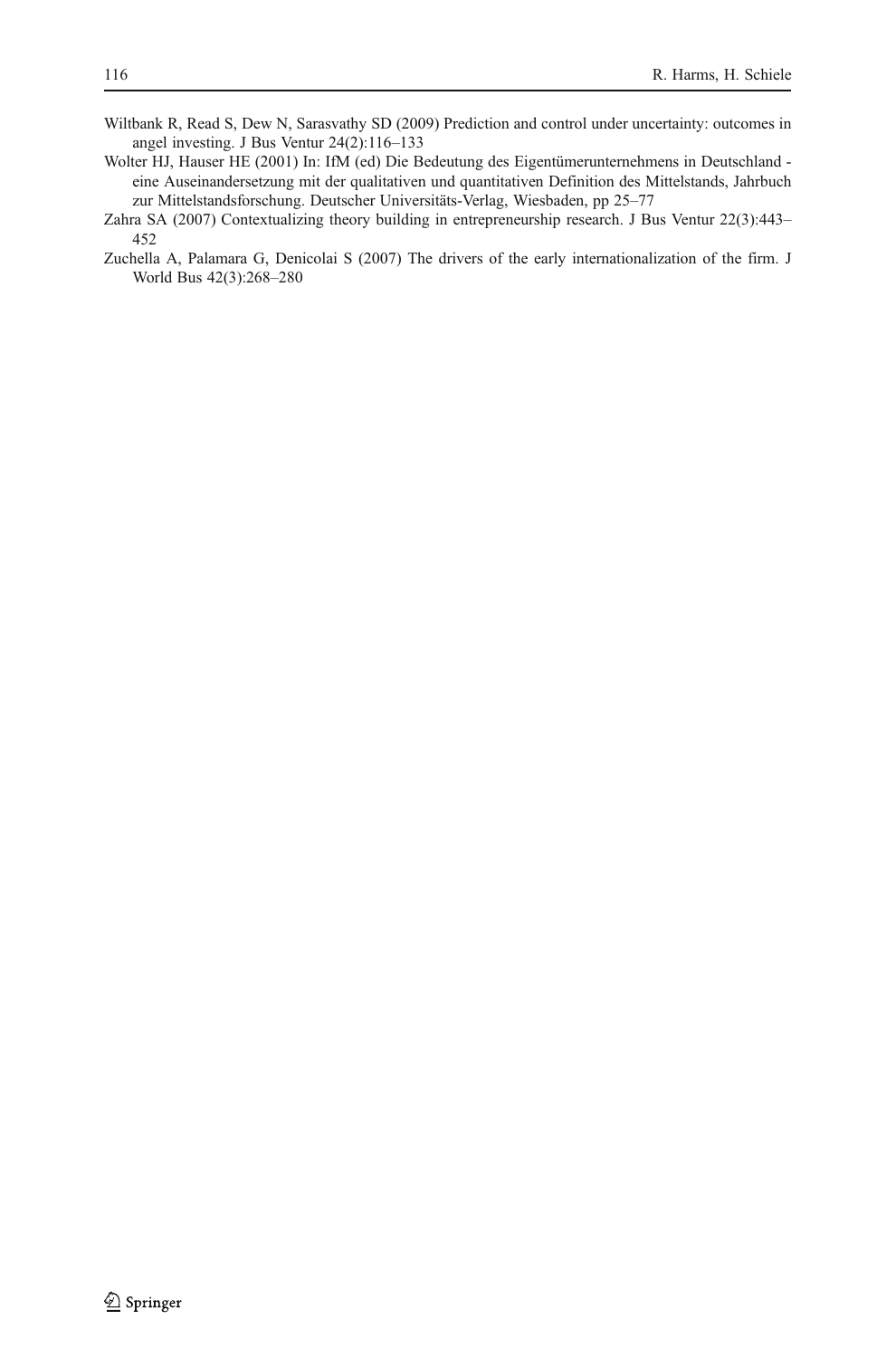Wiltbank R, Read S, Dew N, Sarasvathy SD (2009) Prediction and control under uncertainty: outcomes in angel investing. J Bus Ventur 24(2):116–133

Wolter HJ, Hauser HE (2001) In: IfM (ed) Die Bedeutung des Eigentümerunternehmens in Deutschland - eine Auseinandersetzung mit der qualitativen und quantitativen Definition des Mittelstands, Jahrbuch zur Mittelstandsforschung. Deutscher Universitäts-Verlag, Wiesbaden, pp 25–77

Zahra SA (2007) Contextualizing theory building in entrepreneurship research. J Bus Ventur 22(3):443–452

Zuchella A, Palamara G, Denicolai S (2007) The drivers of the early internationalization of the firm. J World Bus 42(3):268–280